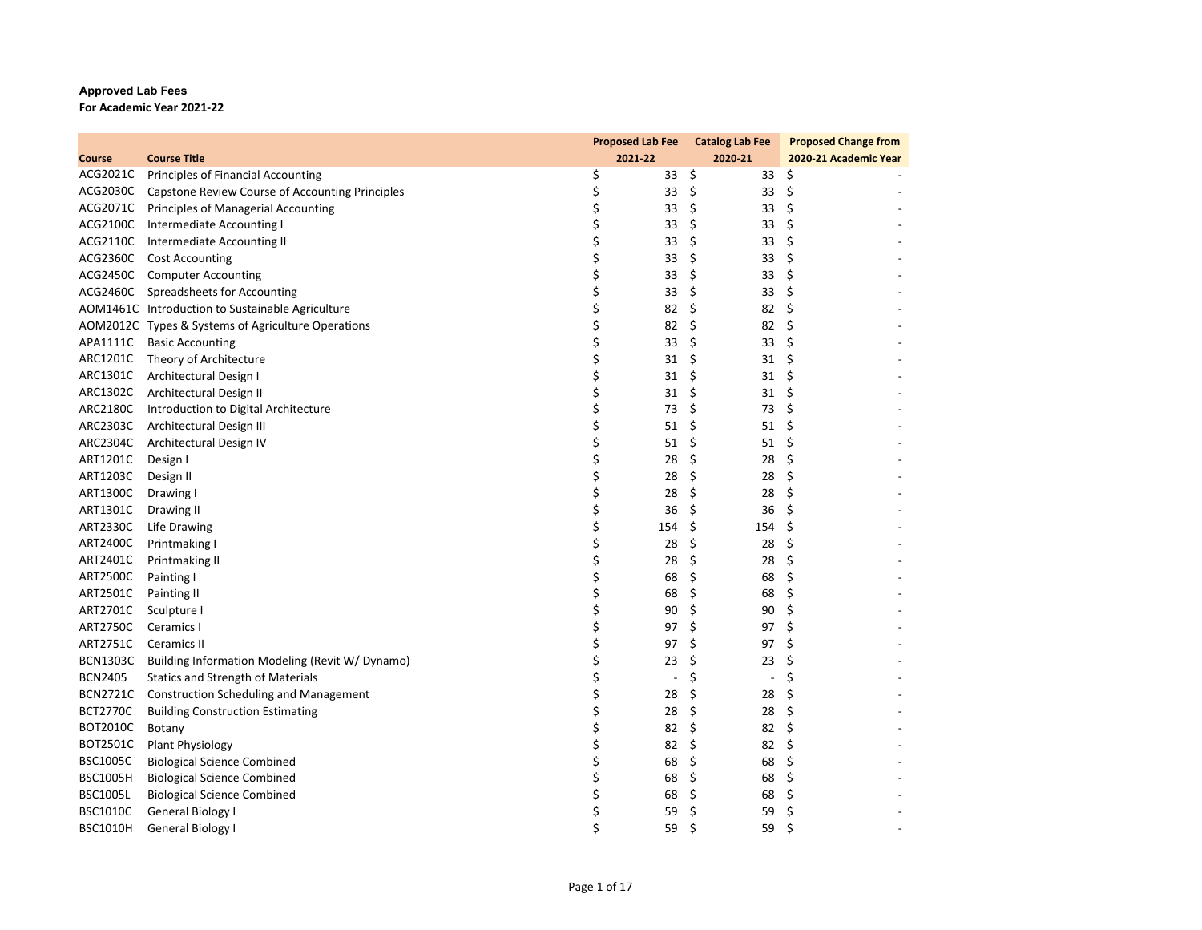**Approved Lab Fees**

**For Academic Year 2021-22**

| Course | Course Title | Proposed Lab Fee 2021-22 | Catalog Lab Fee 2020-21 | Proposed Change from 2020-21 Academic Year |
|---|---|---|---|---|
| ACG2021C | Principles of Financial Accounting | $ 33 | $ 33 | $ - |
| ACG2030C | Capstone Review Course of Accounting Principles | $ 33 | $ 33 | $ - |
| ACG2071C | Principles of Managerial Accounting | $ 33 | $ 33 | $ - |
| ACG2100C | Intermediate Accounting I | $ 33 | $ 33 | $ - |
| ACG2110C | Intermediate Accounting II | $ 33 | $ 33 | $ - |
| ACG2360C | Cost Accounting | $ 33 | $ 33 | $ - |
| ACG2450C | Computer Accounting | $ 33 | $ 33 | $ - |
| ACG2460C | Spreadsheets for Accounting | $ 33 | $ 33 | $ - |
| AOM1461C | Introduction to Sustainable Agriculture | $ 82 | $ 82 | $ - |
| AOM2012C | Types & Systems of Agriculture Operations | $ 82 | $ 82 | $ - |
| APA1111C | Basic Accounting | $ 33 | $ 33 | $ - |
| ARC1201C | Theory of Architecture | $ 31 | $ 31 | $ - |
| ARC1301C | Architectural Design I | $ 31 | $ 31 | $ - |
| ARC1302C | Architectural Design II | $ 31 | $ 31 | $ - |
| ARC2180C | Introduction to Digital Architecture | $ 73 | $ 73 | $ - |
| ARC2303C | Architectural Design III | $ 51 | $ 51 | $ - |
| ARC2304C | Architectural Design IV | $ 51 | $ 51 | $ - |
| ART1201C | Design I | $ 28 | $ 28 | $ - |
| ART1203C | Design II | $ 28 | $ 28 | $ - |
| ART1300C | Drawing I | $ 28 | $ 28 | $ - |
| ART1301C | Drawing II | $ 36 | $ 36 | $ - |
| ART2330C | Life Drawing | $ 154 | $ 154 | $ - |
| ART2400C | Printmaking I | $ 28 | $ 28 | $ - |
| ART2401C | Printmaking II | $ 28 | $ 28 | $ - |
| ART2500C | Painting I | $ 68 | $ 68 | $ - |
| ART2501C | Painting II | $ 68 | $ 68 | $ - |
| ART2701C | Sculpture I | $ 90 | $ 90 | $ - |
| ART2750C | Ceramics I | $ 97 | $ 97 | $ - |
| ART2751C | Ceramics II | $ 97 | $ 97 | $ - |
| BCN1303C | Building Information Modeling (Revit W/ Dynamo) | $ 23 | $ 23 | $ - |
| BCN2405 | Statics and Strength of Materials | $ - | $ - | $ - |
| BCN2721C | Construction Scheduling and Management | $ 28 | $ 28 | $ - |
| BCT2770C | Building Construction Estimating | $ 28 | $ 28 | $ - |
| BOT2010C | Botany | $ 82 | $ 82 | $ - |
| BOT2501C | Plant Physiology | $ 82 | $ 82 | $ - |
| BSC1005C | Biological Science Combined | $ 68 | $ 68 | $ - |
| BSC1005H | Biological Science Combined | $ 68 | $ 68 | $ - |
| BSC1005L | Biological Science Combined | $ 68 | $ 68 | $ - |
| BSC1010C | General Biology I | $ 59 | $ 59 | $ - |
| BSC1010H | General Biology I | $ 59 | $ 59 | $ - |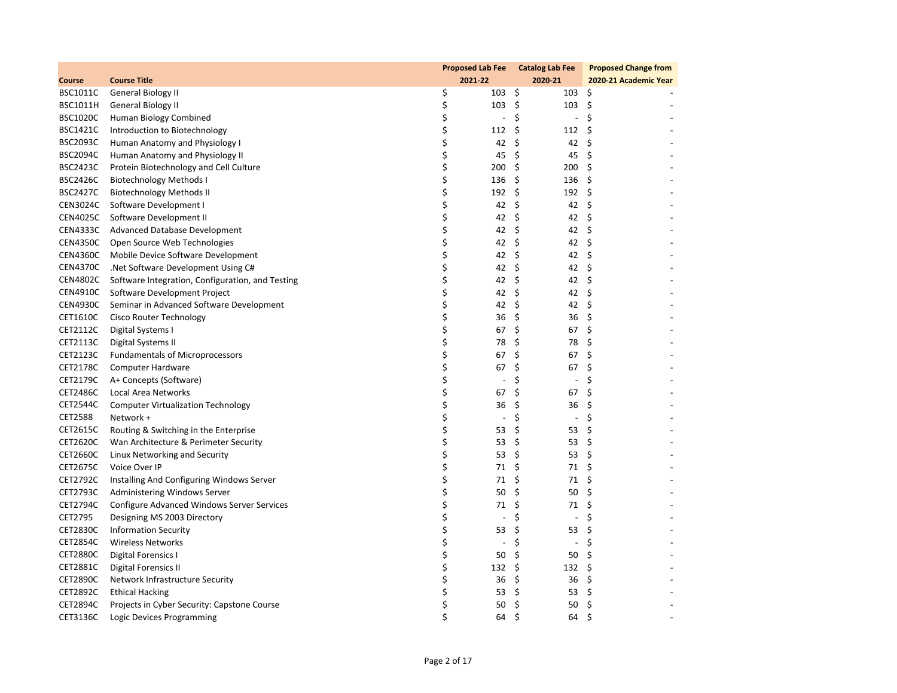| Course | Course Title | Proposed Lab Fee 2021-22 | Catalog Lab Fee 2020-21 | Proposed Change from 2020-21 Academic Year |
|---|---|---|---|---|
| BSC1011C | General Biology II | $ 103 | $ 103 | $ - |
| BSC1011H | General Biology II | $ 103 | $ 103 | $ - |
| BSC1020C | Human Biology Combined | $ - | $ - | $ - |
| BSC1421C | Introduction to Biotechnology | $ 112 | $ 112 | $ - |
| BSC2093C | Human Anatomy and Physiology I | $ 42 | $ 42 | $ - |
| BSC2094C | Human Anatomy and Physiology II | $ 45 | $ 45 | $ - |
| BSC2423C | Protein Biotechnology and Cell Culture | $ 200 | $ 200 | $ - |
| BSC2426C | Biotechnology Methods I | $ 136 | $ 136 | $ - |
| BSC2427C | Biotechnology Methods II | $ 192 | $ 192 | $ - |
| CEN3024C | Software Development I | $ 42 | $ 42 | $ - |
| CEN4025C | Software Development II | $ 42 | $ 42 | $ - |
| CEN4333C | Advanced Database Development | $ 42 | $ 42 | $ - |
| CEN4350C | Open Source Web Technologies | $ 42 | $ 42 | $ - |
| CEN4360C | Mobile Device Software Development | $ 42 | $ 42 | $ - |
| CEN4370C | .Net Software Development Using C# | $ 42 | $ 42 | $ - |
| CEN4802C | Software Integration, Configuration, and Testing | $ 42 | $ 42 | $ - |
| CEN4910C | Software Development Project | $ 42 | $ 42 | $ - |
| CEN4930C | Seminar in Advanced Software Development | $ 42 | $ 42 | $ - |
| CET1610C | Cisco Router Technology | $ 36 | $ 36 | $ - |
| CET2112C | Digital Systems I | $ 67 | $ 67 | $ - |
| CET2113C | Digital Systems II | $ 78 | $ 78 | $ - |
| CET2123C | Fundamentals of Microprocessors | $ 67 | $ 67 | $ - |
| CET2178C | Computer Hardware | $ 67 | $ 67 | $ - |
| CET2179C | A+ Concepts (Software) | $ - | $ - | $ - |
| CET2486C | Local Area Networks | $ 67 | $ 67 | $ - |
| CET2544C | Computer Virtualization Technology | $ 36 | $ 36 | $ - |
| CET2588 | Network + | $ - | $ - | $ - |
| CET2615C | Routing & Switching in the Enterprise | $ 53 | $ 53 | $ - |
| CET2620C | Wan Architecture & Perimeter Security | $ 53 | $ 53 | $ - |
| CET2660C | Linux Networking and Security | $ 53 | $ 53 | $ - |
| CET2675C | Voice Over IP | $ 71 | $ 71 | $ - |
| CET2792C | Installing And Configuring Windows Server | $ 71 | $ 71 | $ - |
| CET2793C | Administering Windows Server | $ 50 | $ 50 | $ - |
| CET2794C | Configure Advanced Windows Server Services | $ 71 | $ 71 | $ - |
| CET2795 | Designing MS 2003 Directory | $ - | $ - | $ - |
| CET2830C | Information Security | $ 53 | $ 53 | $ - |
| CET2854C | Wireless Networks | $ - | $ - | $ - |
| CET2880C | Digital Forensics I | $ 50 | $ 50 | $ - |
| CET2881C | Digital Forensics II | $ 132 | $ 132 | $ - |
| CET2890C | Network Infrastructure Security | $ 36 | $ 36 | $ - |
| CET2892C | Ethical Hacking | $ 53 | $ 53 | $ - |
| CET2894C | Projects in Cyber Security: Capstone Course | $ 50 | $ 50 | $ - |
| CET3136C | Logic Devices Programming | $ 64 | $ 64 | $ - |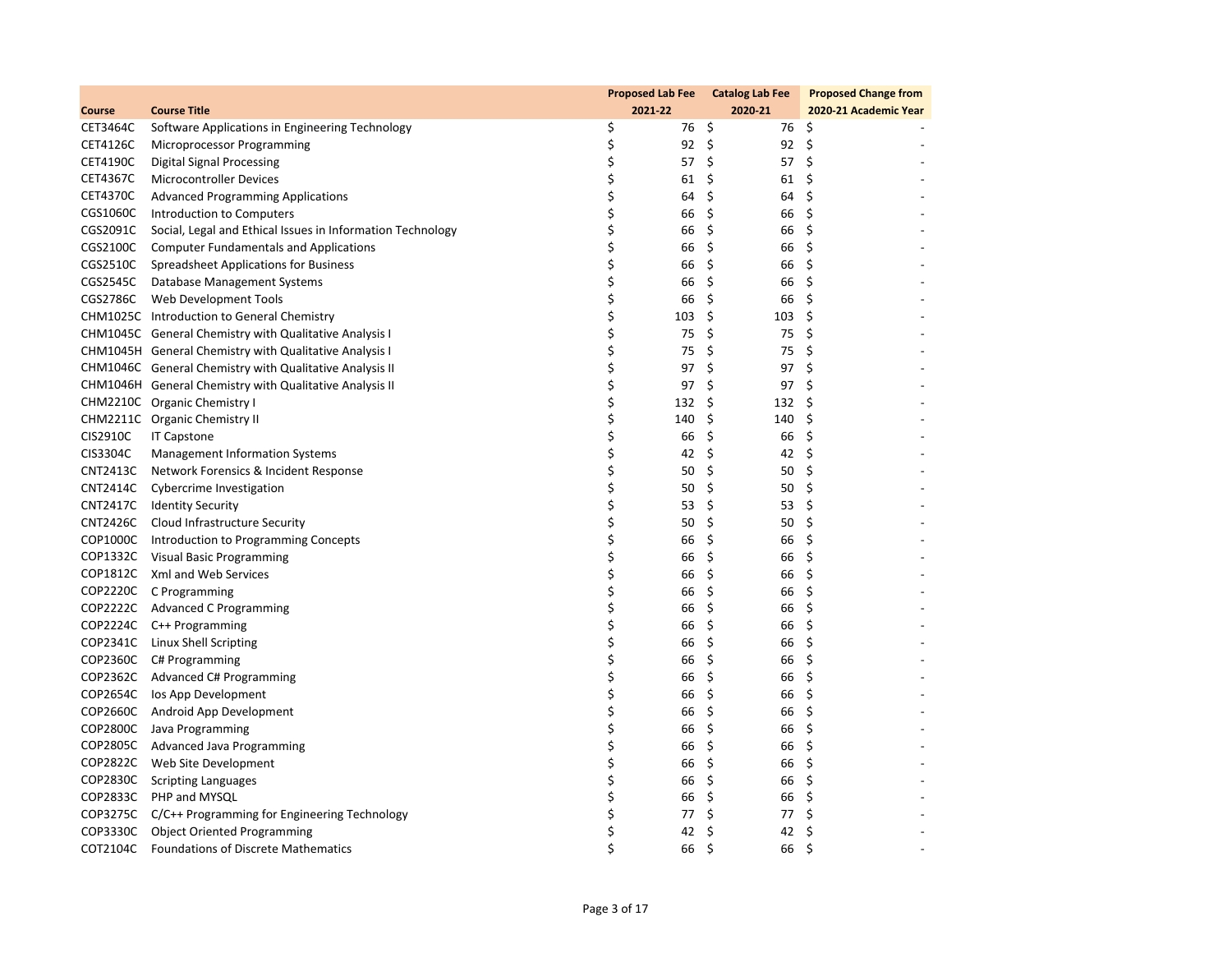| Course | Course Title | Proposed Lab Fee 2021-22 | Catalog Lab Fee 2020-21 | Proposed Change from 2020-21 Academic Year |
|---|---|---|---|---|
| CET3464C | Software Applications in Engineering Technology | $ 76 | $ 76 | $ - |
| CET4126C | Microprocessor Programming | $ 92 | $ 92 | $ - |
| CET4190C | Digital Signal Processing | $ 57 | $ 57 | $ - |
| CET4367C | Microcontroller Devices | $ 61 | $ 61 | $ - |
| CET4370C | Advanced Programming Applications | $ 64 | $ 64 | $ - |
| CGS1060C | Introduction to Computers | $ 66 | $ 66 | $ - |
| CGS2091C | Social, Legal and Ethical Issues in Information Technology | $ 66 | $ 66 | $ - |
| CGS2100C | Computer Fundamentals and Applications | $ 66 | $ 66 | $ - |
| CGS2510C | Spreadsheet Applications for Business | $ 66 | $ 66 | $ - |
| CGS2545C | Database Management Systems | $ 66 | $ 66 | $ - |
| CGS2786C | Web Development Tools | $ 66 | $ 66 | $ - |
| CHM1025C | Introduction to General Chemistry | $ 103 | $ 103 | $ - |
| CHM1045C | General Chemistry with Qualitative Analysis I | $ 75 | $ 75 | $ - |
| CHM1045H | General Chemistry with Qualitative Analysis I | $ 75 | $ 75 | $ - |
| CHM1046C | General Chemistry with Qualitative Analysis II | $ 97 | $ 97 | $ - |
| CHM1046H | General Chemistry with Qualitative Analysis II | $ 97 | $ 97 | $ - |
| CHM2210C | Organic Chemistry I | $ 132 | $ 132 | $ - |
| CHM2211C | Organic Chemistry II | $ 140 | $ 140 | $ - |
| CIS2910C | IT Capstone | $ 66 | $ 66 | $ - |
| CIS3304C | Management Information Systems | $ 42 | $ 42 | $ - |
| CNT2413C | Network Forensics & Incident Response | $ 50 | $ 50 | $ - |
| CNT2414C | Cybercrime Investigation | $ 50 | $ 50 | $ - |
| CNT2417C | Identity Security | $ 53 | $ 53 | $ - |
| CNT2426C | Cloud Infrastructure Security | $ 50 | $ 50 | $ - |
| COP1000C | Introduction to Programming Concepts | $ 66 | $ 66 | $ - |
| COP1332C | Visual Basic Programming | $ 66 | $ 66 | $ - |
| COP1812C | Xml and Web Services | $ 66 | $ 66 | $ - |
| COP2220C | C Programming | $ 66 | $ 66 | $ - |
| COP2222C | Advanced C Programming | $ 66 | $ 66 | $ - |
| COP2224C | C++ Programming | $ 66 | $ 66 | $ - |
| COP2341C | Linux Shell Scripting | $ 66 | $ 66 | $ - |
| COP2360C | C# Programming | $ 66 | $ 66 | $ - |
| COP2362C | Advanced C# Programming | $ 66 | $ 66 | $ - |
| COP2654C | Ios App Development | $ 66 | $ 66 | $ - |
| COP2660C | Android App Development | $ 66 | $ 66 | $ - |
| COP2800C | Java Programming | $ 66 | $ 66 | $ - |
| COP2805C | Advanced Java Programming | $ 66 | $ 66 | $ - |
| COP2822C | Web Site Development | $ 66 | $ 66 | $ - |
| COP2830C | Scripting Languages | $ 66 | $ 66 | $ - |
| COP2833C | PHP and MYSQL | $ 66 | $ 66 | $ - |
| COP3275C | C/C++ Programming for Engineering Technology | $ 77 | $ 77 | $ - |
| COP3330C | Object Oriented Programming | $ 42 | $ 42 | $ - |
| COT2104C | Foundations of Discrete Mathematics | $ 66 | $ 66 | $ - |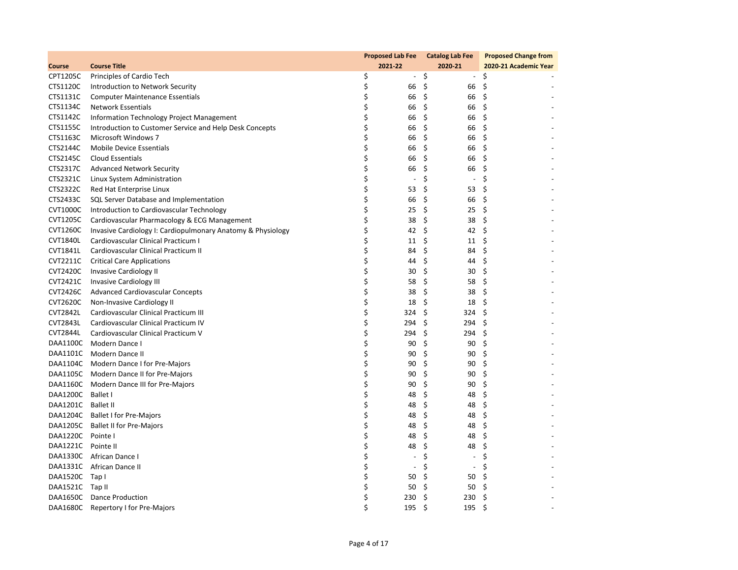| Course | Course Title | Proposed Lab Fee 2021-22 | Catalog Lab Fee 2020-21 | Proposed Change from 2020-21 Academic Year |
|---|---|---|---|---|
| CPT1205C | Principles of Cardio Tech | $ - | $ - | $ - |
| CTS1120C | Introduction to Network Security | $ 66 | $ 66 | $ - |
| CTS1131C | Computer Maintenance Essentials | $ 66 | $ 66 | $ - |
| CTS1134C | Network Essentials | $ 66 | $ 66 | $ - |
| CTS1142C | Information Technology Project Management | $ 66 | $ 66 | $ - |
| CTS1155C | Introduction to Customer Service and Help Desk Concepts | $ 66 | $ 66 | $ - |
| CTS1163C | Microsoft Windows 7 | $ 66 | $ 66 | $ - |
| CTS2144C | Mobile Device Essentials | $ 66 | $ 66 | $ - |
| CTS2145C | Cloud Essentials | $ 66 | $ 66 | $ - |
| CTS2317C | Advanced Network Security | $ 66 | $ 66 | $ - |
| CTS2321C | Linux System Administration | $ - | $ - | $ - |
| CTS2322C | Red Hat Enterprise Linux | $ 53 | $ 53 | $ - |
| CTS2433C | SQL Server Database and Implementation | $ 66 | $ 66 | $ - |
| CVT1000C | Introduction to Cardiovascular Technology | $ 25 | $ 25 | $ - |
| CVT1205C | Cardiovascular Pharmacology & ECG Management | $ 38 | $ 38 | $ - |
| CVT1260C | Invasive Cardiology I: Cardiopulmonary Anatomy & Physiology | $ 42 | $ 42 | $ - |
| CVT1840L | Cardiovascular Clinical Practicum I | $ 11 | $ 11 | $ - |
| CVT1841L | Cardiovascular Clinical Practicum II | $ 84 | $ 84 | $ - |
| CVT2211C | Critical Care Applications | $ 44 | $ 44 | $ - |
| CVT2420C | Invasive Cardiology II | $ 30 | $ 30 | $ - |
| CVT2421C | Invasive Cardiology III | $ 58 | $ 58 | $ - |
| CVT2426C | Advanced Cardiovascular Concepts | $ 38 | $ 38 | $ - |
| CVT2620C | Non-Invasive Cardiology II | $ 18 | $ 18 | $ - |
| CVT2842L | Cardiovascular Clinical Practicum III | $ 324 | $ 324 | $ - |
| CVT2843L | Cardiovascular Clinical Practicum IV | $ 294 | $ 294 | $ - |
| CVT2844L | Cardiovascular Clinical Practicum V | $ 294 | $ 294 | $ - |
| DAA1100C | Modern Dance I | $ 90 | $ 90 | $ - |
| DAA1101C | Modern Dance II | $ 90 | $ 90 | $ - |
| DAA1104C | Modern Dance I for Pre-Majors | $ 90 | $ 90 | $ - |
| DAA1105C | Modern Dance II for Pre-Majors | $ 90 | $ 90 | $ - |
| DAA1160C | Modern Dance III for Pre-Majors | $ 90 | $ 90 | $ - |
| DAA1200C | Ballet I | $ 48 | $ 48 | $ - |
| DAA1201C | Ballet II | $ 48 | $ 48 | $ - |
| DAA1204C | Ballet I for Pre-Majors | $ 48 | $ 48 | $ - |
| DAA1205C | Ballet II for Pre-Majors | $ 48 | $ 48 | $ - |
| DAA1220C | Pointe I | $ 48 | $ 48 | $ - |
| DAA1221C | Pointe II | $ 48 | $ 48 | $ - |
| DAA1330C | African Dance I | $ - | $ - | $ - |
| DAA1331C | African Dance II | $ - | $ - | $ - |
| DAA1520C | Tap I | $ 50 | $ 50 | $ - |
| DAA1521C | Tap II | $ 50 | $ 50 | $ - |
| DAA1650C | Dance Production | $ 230 | $ 230 | $ - |
| DAA1680C | Repertory I for Pre-Majors | $ 195 | $ 195 | $ - |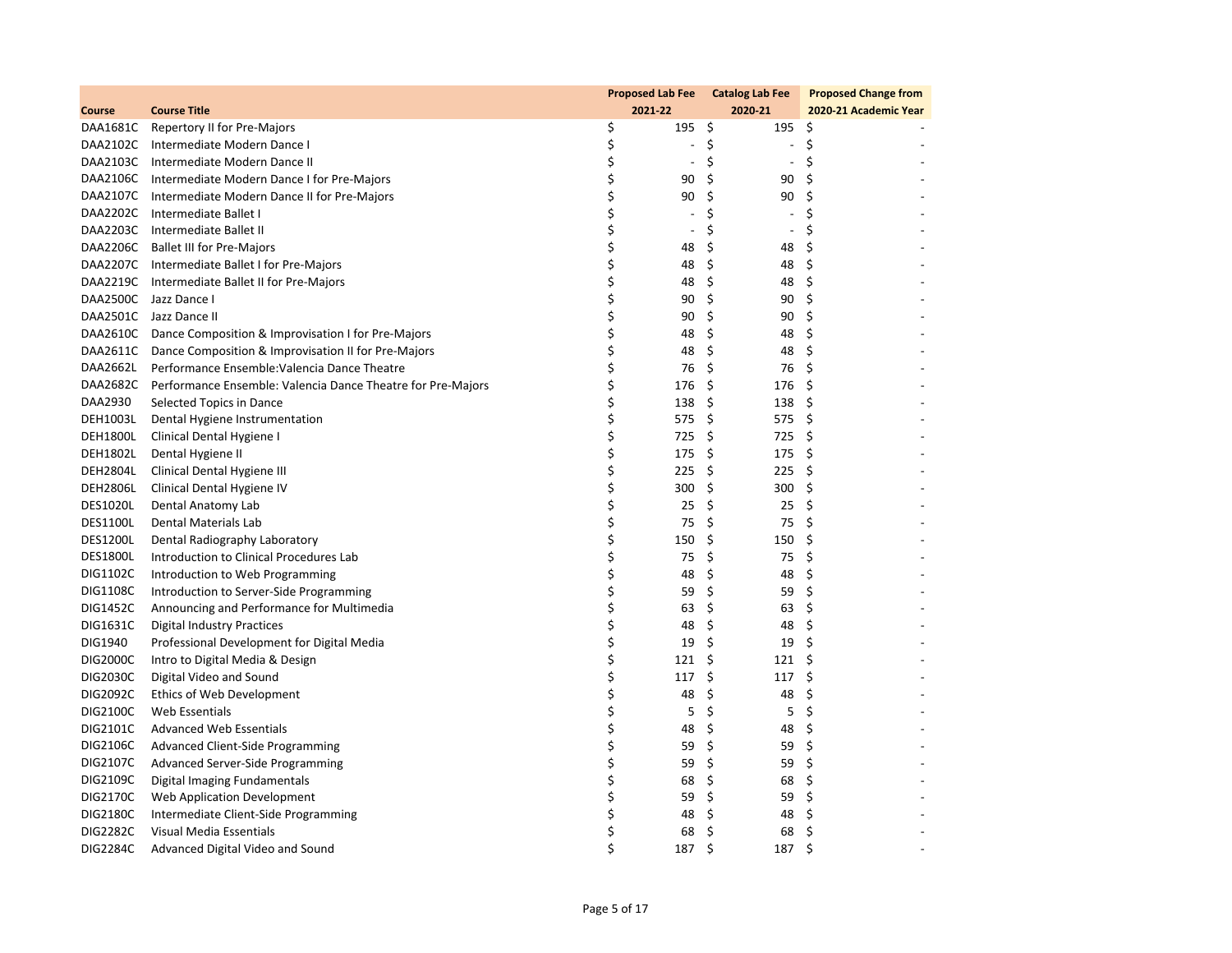| Course | Course Title | Proposed Lab Fee 2021-22 | Catalog Lab Fee 2020-21 | Proposed Change from 2020-21 Academic Year |
|---|---|---|---|---|
| DAA1681C | Repertory II for Pre-Majors | $ 195 | $ 195 | $ - |
| DAA2102C | Intermediate Modern Dance I | $ - | $ - | $ - |
| DAA2103C | Intermediate Modern Dance II | $ - | $ - | $ - |
| DAA2106C | Intermediate Modern Dance I for Pre-Majors | $ 90 | $ 90 | $ - |
| DAA2107C | Intermediate Modern Dance II for Pre-Majors | $ 90 | $ 90 | $ - |
| DAA2202C | Intermediate Ballet I | $ - | $ - | $ - |
| DAA2203C | Intermediate Ballet II | $ - | $ - | $ - |
| DAA2206C | Ballet III for Pre-Majors | $ 48 | $ 48 | $ - |
| DAA2207C | Intermediate Ballet I for Pre-Majors | $ 48 | $ 48 | $ - |
| DAA2219C | Intermediate Ballet II for Pre-Majors | $ 48 | $ 48 | $ - |
| DAA2500C | Jazz Dance I | $ 90 | $ 90 | $ - |
| DAA2501C | Jazz Dance II | $ 90 | $ 90 | $ - |
| DAA2610C | Dance Composition & Improvisation I for Pre-Majors | $ 48 | $ 48 | $ - |
| DAA2611C | Dance Composition & Improvisation II for Pre-Majors | $ 48 | $ 48 | $ - |
| DAA2662L | Performance Ensemble:Valencia Dance Theatre | $ 76 | $ 76 | $ - |
| DAA2682C | Performance Ensemble: Valencia Dance Theatre for Pre-Majors | $ 176 | $ 176 | $ - |
| DAA2930 | Selected Topics in Dance | $ 138 | $ 138 | $ - |
| DEH1003L | Dental Hygiene Instrumentation | $ 575 | $ 575 | $ - |
| DEH1800L | Clinical Dental Hygiene I | $ 725 | $ 725 | $ - |
| DEH1802L | Dental Hygiene II | $ 175 | $ 175 | $ - |
| DEH2804L | Clinical Dental Hygiene III | $ 225 | $ 225 | $ - |
| DEH2806L | Clinical Dental Hygiene IV | $ 300 | $ 300 | $ - |
| DES1020L | Dental Anatomy Lab | $ 25 | $ 25 | $ - |
| DES1100L | Dental Materials Lab | $ 75 | $ 75 | $ - |
| DES1200L | Dental Radiography Laboratory | $ 150 | $ 150 | $ - |
| DES1800L | Introduction to Clinical Procedures Lab | $ 75 | $ 75 | $ - |
| DIG1102C | Introduction to Web Programming | $ 48 | $ 48 | $ - |
| DIG1108C | Introduction to Server-Side Programming | $ 59 | $ 59 | $ - |
| DIG1452C | Announcing and Performance for Multimedia | $ 63 | $ 63 | $ - |
| DIG1631C | Digital Industry Practices | $ 48 | $ 48 | $ - |
| DIG1940 | Professional Development for Digital Media | $ 19 | $ 19 | $ - |
| DIG2000C | Intro to Digital Media & Design | $ 121 | $ 121 | $ - |
| DIG2030C | Digital Video and Sound | $ 117 | $ 117 | $ - |
| DIG2092C | Ethics of Web Development | $ 48 | $ 48 | $ - |
| DIG2100C | Web Essentials | $ 5 | $ 5 | $ - |
| DIG2101C | Advanced Web Essentials | $ 48 | $ 48 | $ - |
| DIG2106C | Advanced Client-Side Programming | $ 59 | $ 59 | $ - |
| DIG2107C | Advanced Server-Side Programming | $ 59 | $ 59 | $ - |
| DIG2109C | Digital Imaging Fundamentals | $ 68 | $ 68 | $ - |
| DIG2170C | Web Application Development | $ 59 | $ 59 | $ - |
| DIG2180C | Intermediate Client-Side Programming | $ 48 | $ 48 | $ - |
| DIG2282C | Visual Media Essentials | $ 68 | $ 68 | $ - |
| DIG2284C | Advanced Digital Video and Sound | $ 187 | $ 187 | $ - |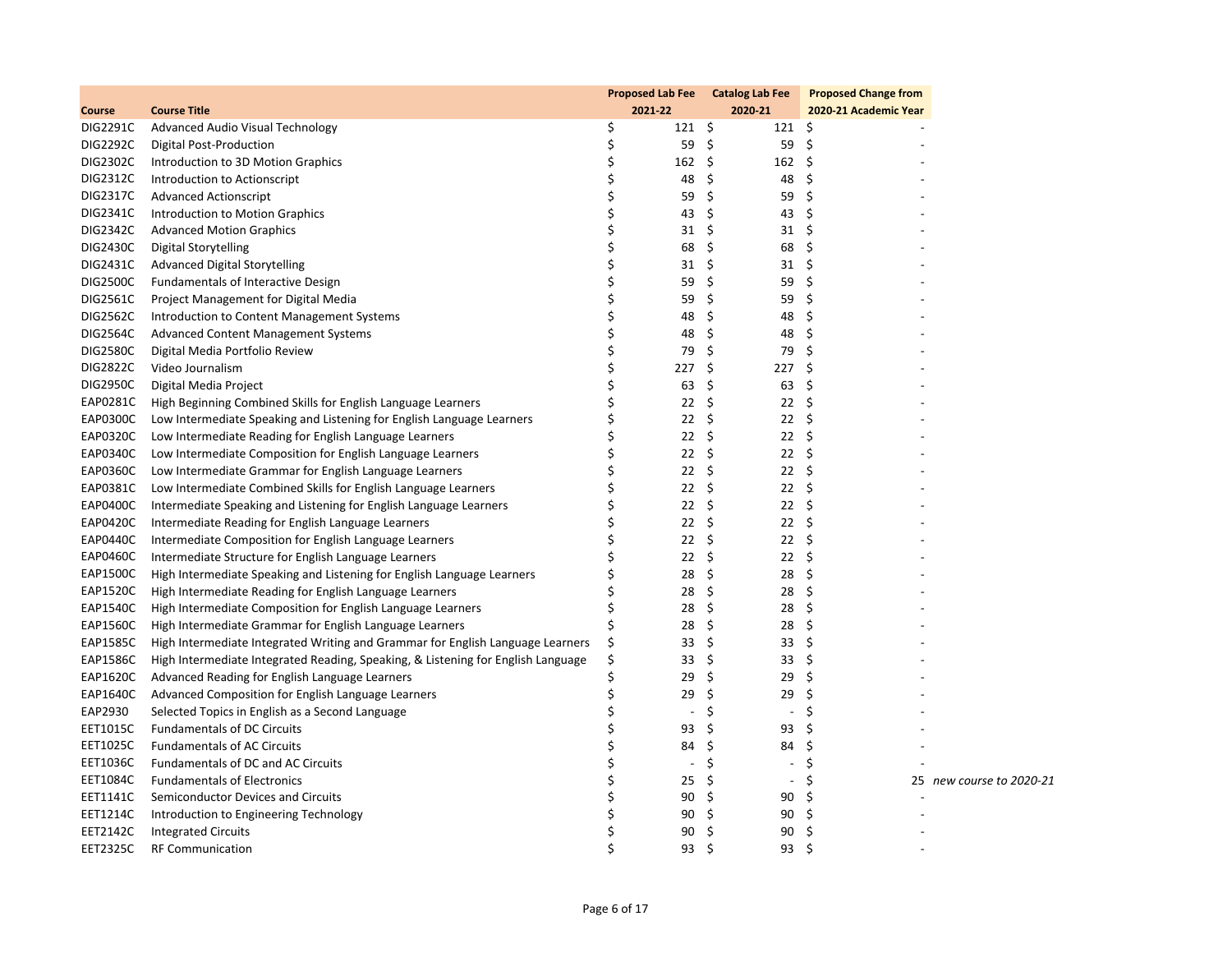| Course | Course Title | Proposed Lab Fee 2021-22 | Catalog Lab Fee 2020-21 | Proposed Change from 2020-21 Academic Year | |
|---|---|---|---|---|---|
| DIG2291C | Advanced Audio Visual Technology | $ 121 | $ 121 | $ - | |
| DIG2292C | Digital Post-Production | $ 59 | $ 59 | $ - | |
| DIG2302C | Introduction to 3D Motion Graphics | $ 162 | $ 162 | $ - | |
| DIG2312C | Introduction to Actionscript | $ 48 | $ 48 | $ - | |
| DIG2317C | Advanced Actionscript | $ 59 | $ 59 | $ - | |
| DIG2341C | Introduction to Motion Graphics | $ 43 | $ 43 | $ - | |
| DIG2342C | Advanced Motion Graphics | $ 31 | $ 31 | $ - | |
| DIG2430C | Digital Storytelling | $ 68 | $ 68 | $ - | |
| DIG2431C | Advanced Digital Storytelling | $ 31 | $ 31 | $ - | |
| DIG2500C | Fundamentals of Interactive Design | $ 59 | $ 59 | $ - | |
| DIG2561C | Project Management for Digital Media | $ 59 | $ 59 | $ - | |
| DIG2562C | Introduction to Content Management Systems | $ 48 | $ 48 | $ - | |
| DIG2564C | Advanced Content Management Systems | $ 48 | $ 48 | $ - | |
| DIG2580C | Digital Media Portfolio Review | $ 79 | $ 79 | $ - | |
| DIG2822C | Video Journalism | $ 227 | $ 227 | $ - | |
| DIG2950C | Digital Media Project | $ 63 | $ 63 | $ - | |
| EAP0281C | High Beginning Combined Skills for English Language Learners | $ 22 | $ 22 | $ - | |
| EAP0300C | Low Intermediate Speaking and Listening for English Language Learners | $ 22 | $ 22 | $ - | |
| EAP0320C | Low Intermediate Reading for English Language Learners | $ 22 | $ 22 | $ - | |
| EAP0340C | Low Intermediate Composition for English Language Learners | $ 22 | $ 22 | $ - | |
| EAP0360C | Low Intermediate Grammar for English Language Learners | $ 22 | $ 22 | $ - | |
| EAP0381C | Low Intermediate Combined Skills for English Language Learners | $ 22 | $ 22 | $ - | |
| EAP0400C | Intermediate Speaking and Listening for English Language Learners | $ 22 | $ 22 | $ - | |
| EAP0420C | Intermediate Reading for English Language Learners | $ 22 | $ 22 | $ - | |
| EAP0440C | Intermediate Composition for English Language Learners | $ 22 | $ 22 | $ - | |
| EAP0460C | Intermediate Structure for English Language Learners | $ 22 | $ 22 | $ - | |
| EAP1500C | High Intermediate Speaking and Listening for English Language Learners | $ 28 | $ 28 | $ - | |
| EAP1520C | High Intermediate Reading for English Language Learners | $ 28 | $ 28 | $ - | |
| EAP1540C | High Intermediate Composition for English Language Learners | $ 28 | $ 28 | $ - | |
| EAP1560C | High Intermediate Grammar for English Language Learners | $ 28 | $ 28 | $ - | |
| EAP1585C | High Intermediate Integrated Writing and Grammar for English Language Learners | $ 33 | $ 33 | $ - | |
| EAP1586C | High Intermediate Integrated Reading, Speaking, & Listening for English Language | $ 33 | $ 33 | $ - | |
| EAP1620C | Advanced Reading for English Language Learners | $ 29 | $ 29 | $ - | |
| EAP1640C | Advanced Composition for English Language Learners | $ 29 | $ 29 | $ - | |
| EAP2930 | Selected Topics in English as a Second Language | $ - | $ - | $ - | |
| EET1015C | Fundamentals of DC Circuits | $ 93 | $ 93 | $ - | |
| EET1025C | Fundamentals of AC Circuits | $ 84 | $ 84 | $ - | |
| EET1036C | Fundamentals of DC and AC Circuits | $ - | $ - | $ - | |
| EET1084C | Fundamentals of Electronics | $ 25 | $ - | $ 25 | *new course to 2020-21* |
| EET1141C | Semiconductor Devices and Circuits | $ 90 | $ 90 | $ - | |
| EET1214C | Introduction to Engineering Technology | $ 90 | $ 90 | $ - | |
| EET2142C | Integrated Circuits | $ 90 | $ 90 | $ - | |
| EET2325C | RF Communication | $ 93 | $ 93 | $ - | |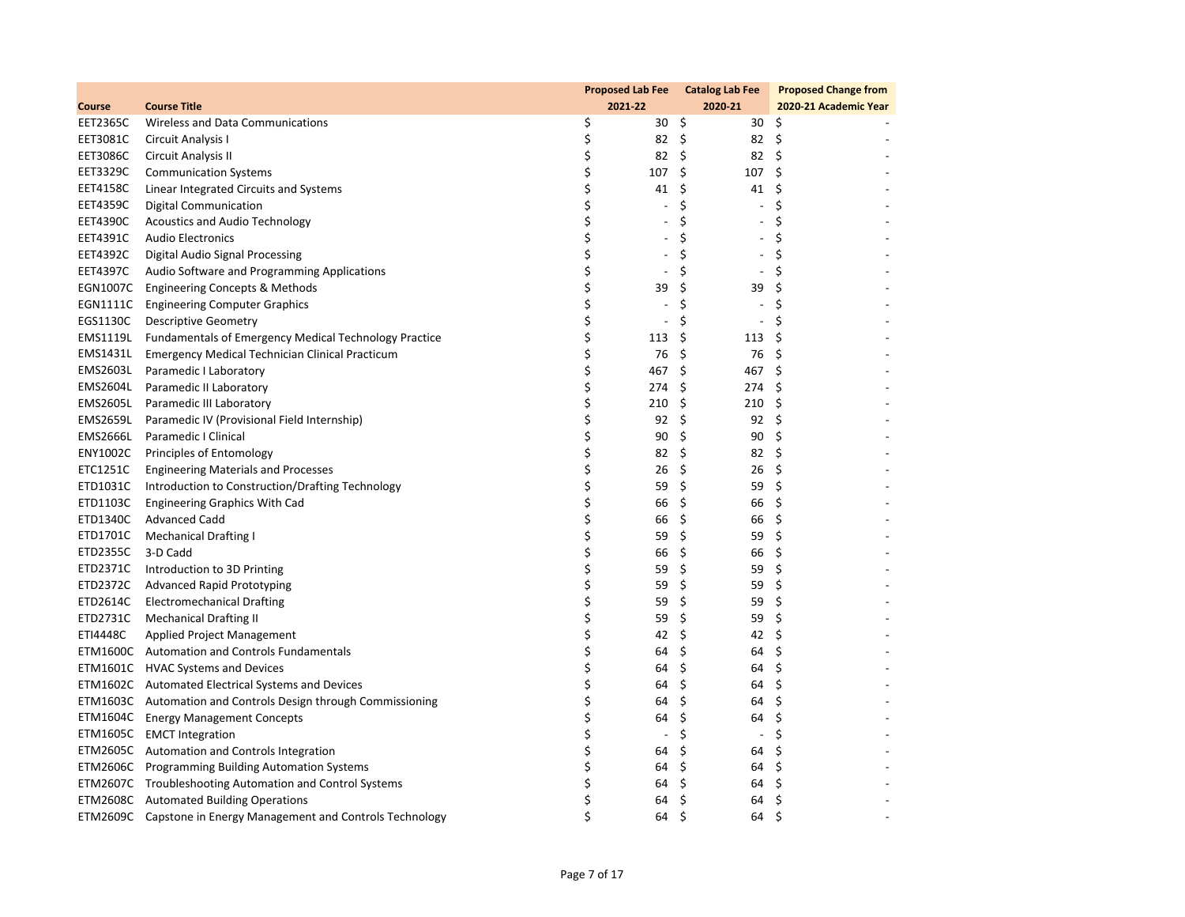| Course | Course Title | Proposed Lab Fee 2021-22 | Catalog Lab Fee 2020-21 | Proposed Change from 2020-21 Academic Year |
|---|---|---|---|---|
| EET2365C | Wireless and Data Communications | $ 30 | $ 30 | $ - |
| EET3081C | Circuit Analysis I | $ 82 | $ 82 | $ - |
| EET3086C | Circuit Analysis II | $ 82 | $ 82 | $ - |
| EET3329C | Communication Systems | $ 107 | $ 107 | $ - |
| EET4158C | Linear Integrated Circuits and Systems | $ 41 | $ 41 | $ - |
| EET4359C | Digital Communication | $ - | $ - | $ - |
| EET4390C | Acoustics and Audio Technology | $ - | $ - | $ - |
| EET4391C | Audio Electronics | $ - | $ - | $ - |
| EET4392C | Digital Audio Signal Processing | $ - | $ - | $ - |
| EET4397C | Audio Software and Programming Applications | $ - | $ - | $ - |
| EGN1007C | Engineering Concepts & Methods | $ 39 | $ 39 | $ - |
| EGN1111C | Engineering Computer Graphics | $ - | $ - | $ - |
| EGS1130C | Descriptive Geometry | $ - | $ - | $ - |
| EMS1119L | Fundamentals of Emergency Medical Technology Practice | $ 113 | $ 113 | $ - |
| EMS1431L | Emergency Medical Technician Clinical Practicum | $ 76 | $ 76 | $ - |
| EMS2603L | Paramedic I Laboratory | $ 467 | $ 467 | $ - |
| EMS2604L | Paramedic II Laboratory | $ 274 | $ 274 | $ - |
| EMS2605L | Paramedic III Laboratory | $ 210 | $ 210 | $ - |
| EMS2659L | Paramedic IV (Provisional Field Internship) | $ 92 | $ 92 | $ - |
| EMS2666L | Paramedic I Clinical | $ 90 | $ 90 | $ - |
| ENY1002C | Principles of Entomology | $ 82 | $ 82 | $ - |
| ETC1251C | Engineering Materials and Processes | $ 26 | $ 26 | $ - |
| ETD1031C | Introduction to Construction/Drafting Technology | $ 59 | $ 59 | $ - |
| ETD1103C | Engineering Graphics With Cad | $ 66 | $ 66 | $ - |
| ETD1340C | Advanced Cadd | $ 66 | $ 66 | $ - |
| ETD1701C | Mechanical Drafting I | $ 59 | $ 59 | $ - |
| ETD2355C | 3-D Cadd | $ 66 | $ 66 | $ - |
| ETD2371C | Introduction to 3D Printing | $ 59 | $ 59 | $ - |
| ETD2372C | Advanced Rapid Prototyping | $ 59 | $ 59 | $ - |
| ETD2614C | Electromechanical Drafting | $ 59 | $ 59 | $ - |
| ETD2731C | Mechanical Drafting II | $ 59 | $ 59 | $ - |
| ETI4448C | Applied Project Management | $ 42 | $ 42 | $ - |
| ETM1600C | Automation and Controls Fundamentals | $ 64 | $ 64 | $ - |
| ETM1601C | HVAC Systems and Devices | $ 64 | $ 64 | $ - |
| ETM1602C | Automated Electrical Systems and Devices | $ 64 | $ 64 | $ - |
| ETM1603C | Automation and Controls Design through Commissioning | $ 64 | $ 64 | $ - |
| ETM1604C | Energy Management Concepts | $ 64 | $ 64 | $ - |
| ETM1605C | EMCT Integration | $ - | $ - | $ - |
| ETM2605C | Automation and Controls Integration | $ 64 | $ 64 | $ - |
| ETM2606C | Programming Building Automation Systems | $ 64 | $ 64 | $ - |
| ETM2607C | Troubleshooting Automation and Control Systems | $ 64 | $ 64 | $ - |
| ETM2608C | Automated Building Operations | $ 64 | $ 64 | $ - |
| ETM2609C | Capstone in Energy Management and Controls Technology | $ 64 | $ 64 | $ - |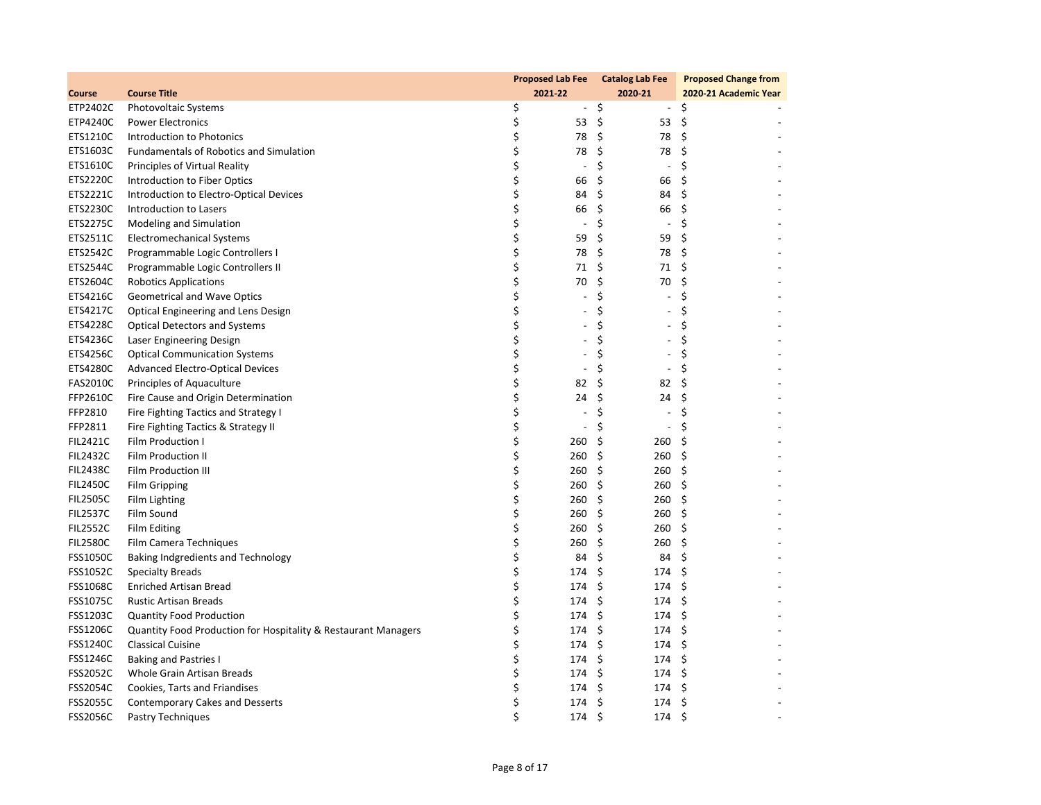| Course | Course Title | Proposed Lab Fee 2021-22 | Catalog Lab Fee 2020-21 | Proposed Change from 2020-21 Academic Year |
|---|---|---|---|---|
| ETP2402C | Photovoltaic Systems | $ - | $ - | $ - |
| ETP4240C | Power Electronics | $ 53 | $ 53 | $ - |
| ETS1210C | Introduction to Photonics | $ 78 | $ 78 | $ - |
| ETS1603C | Fundamentals of Robotics and Simulation | $ 78 | $ 78 | $ - |
| ETS1610C | Principles of Virtual Reality | $ - | $ - | $ - |
| ETS2220C | Introduction to Fiber Optics | $ 66 | $ 66 | $ - |
| ETS2221C | Introduction to Electro-Optical Devices | $ 84 | $ 84 | $ - |
| ETS2230C | Introduction to Lasers | $ 66 | $ 66 | $ - |
| ETS2275C | Modeling and Simulation | $ - | $ - | $ - |
| ETS2511C | Electromechanical Systems | $ 59 | $ 59 | $ - |
| ETS2542C | Programmable Logic Controllers I | $ 78 | $ 78 | $ - |
| ETS2544C | Programmable Logic Controllers II | $ 71 | $ 71 | $ - |
| ETS2604C | Robotics Applications | $ 70 | $ 70 | $ - |
| ETS4216C | Geometrical and Wave Optics | $ - | $ - | $ - |
| ETS4217C | Optical Engineering and Lens Design | $ - | $ - | $ - |
| ETS4228C | Optical Detectors and Systems | $ - | $ - | $ - |
| ETS4236C | Laser Engineering Design | $ - | $ - | $ - |
| ETS4256C | Optical Communication Systems | $ - | $ - | $ - |
| ETS4280C | Advanced Electro-Optical Devices | $ - | $ - | $ - |
| FAS2010C | Principles of Aquaculture | $ 82 | $ 82 | $ - |
| FFP2610C | Fire Cause and Origin Determination | $ 24 | $ 24 | $ - |
| FFP2810 | Fire Fighting Tactics and Strategy I | $ - | $ - | $ - |
| FFP2811 | Fire Fighting Tactics & Strategy II | $ - | $ - | $ - |
| FIL2421C | Film Production I | $ 260 | $ 260 | $ - |
| FIL2432C | Film Production II | $ 260 | $ 260 | $ - |
| FIL2438C | Film Production III | $ 260 | $ 260 | $ - |
| FIL2450C | Film Gripping | $ 260 | $ 260 | $ - |
| FIL2505C | Film Lighting | $ 260 | $ 260 | $ - |
| FIL2537C | Film Sound | $ 260 | $ 260 | $ - |
| FIL2552C | Film Editing | $ 260 | $ 260 | $ - |
| FIL2580C | Film Camera Techniques | $ 260 | $ 260 | $ - |
| FSS1050C | Baking Indgredients and Technology | $ 84 | $ 84 | $ - |
| FSS1052C | Specialty Breads | $ 174 | $ 174 | $ - |
| FSS1068C | Enriched Artisan Bread | $ 174 | $ 174 | $ - |
| FSS1075C | Rustic Artisan Breads | $ 174 | $ 174 | $ - |
| FSS1203C | Quantity Food Production | $ 174 | $ 174 | $ - |
| FSS1206C | Quantity Food Production for Hospitality & Restaurant Managers | $ 174 | $ 174 | $ - |
| FSS1240C | Classical Cuisine | $ 174 | $ 174 | $ - |
| FSS1246C | Baking and Pastries I | $ 174 | $ 174 | $ - |
| FSS2052C | Whole Grain Artisan Breads | $ 174 | $ 174 | $ - |
| FSS2054C | Cookies, Tarts and Friandises | $ 174 | $ 174 | $ - |
| FSS2055C | Contemporary Cakes and Desserts | $ 174 | $ 174 | $ - |
| FSS2056C | Pastry Techniques | $ 174 | $ 174 | $ - |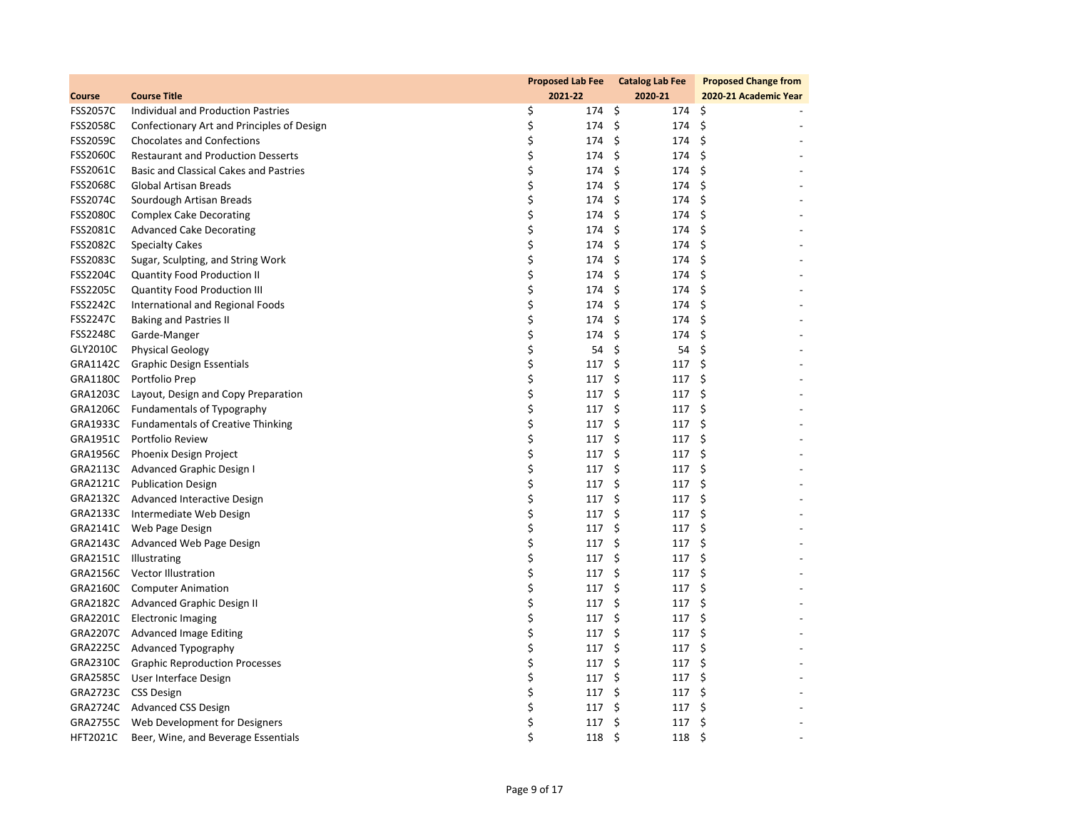| Course | Course Title | Proposed Lab Fee 2021-22 | Catalog Lab Fee 2020-21 | Proposed Change from 2020-21 Academic Year |
|---|---|---|---|---|
| FSS2057C | Individual and Production Pastries | $ 174 | $ 174 | $ - |
| FSS2058C | Confectionary Art and Principles of Design | $ 174 | $ 174 | $ - |
| FSS2059C | Chocolates and Confections | $ 174 | $ 174 | $ - |
| FSS2060C | Restaurant and Production Desserts | $ 174 | $ 174 | $ - |
| FSS2061C | Basic and Classical Cakes and Pastries | $ 174 | $ 174 | $ - |
| FSS2068C | Global Artisan Breads | $ 174 | $ 174 | $ - |
| FSS2074C | Sourdough Artisan Breads | $ 174 | $ 174 | $ - |
| FSS2080C | Complex Cake Decorating | $ 174 | $ 174 | $ - |
| FSS2081C | Advanced Cake Decorating | $ 174 | $ 174 | $ - |
| FSS2082C | Specialty Cakes | $ 174 | $ 174 | $ - |
| FSS2083C | Sugar, Sculpting, and String Work | $ 174 | $ 174 | $ - |
| FSS2204C | Quantity Food Production II | $ 174 | $ 174 | $ - |
| FSS2205C | Quantity Food Production III | $ 174 | $ 174 | $ - |
| FSS2242C | International and Regional Foods | $ 174 | $ 174 | $ - |
| FSS2247C | Baking and Pastries II | $ 174 | $ 174 | $ - |
| FSS2248C | Garde-Manger | $ 174 | $ 174 | $ - |
| GLY2010C | Physical Geology | $ 54 | $ 54 | $ - |
| GRA1142C | Graphic Design Essentials | $ 117 | $ 117 | $ - |
| GRA1180C | Portfolio Prep | $ 117 | $ 117 | $ - |
| GRA1203C | Layout, Design and Copy Preparation | $ 117 | $ 117 | $ - |
| GRA1206C | Fundamentals of Typography | $ 117 | $ 117 | $ - |
| GRA1933C | Fundamentals of Creative Thinking | $ 117 | $ 117 | $ - |
| GRA1951C | Portfolio Review | $ 117 | $ 117 | $ - |
| GRA1956C | Phoenix Design Project | $ 117 | $ 117 | $ - |
| GRA2113C | Advanced Graphic Design I | $ 117 | $ 117 | $ - |
| GRA2121C | Publication Design | $ 117 | $ 117 | $ - |
| GRA2132C | Advanced Interactive Design | $ 117 | $ 117 | $ - |
| GRA2133C | Intermediate Web Design | $ 117 | $ 117 | $ - |
| GRA2141C | Web Page Design | $ 117 | $ 117 | $ - |
| GRA2143C | Advanced Web Page Design | $ 117 | $ 117 | $ - |
| GRA2151C | Illustrating | $ 117 | $ 117 | $ - |
| GRA2156C | Vector Illustration | $ 117 | $ 117 | $ - |
| GRA2160C | Computer Animation | $ 117 | $ 117 | $ - |
| GRA2182C | Advanced Graphic Design II | $ 117 | $ 117 | $ - |
| GRA2201C | Electronic Imaging | $ 117 | $ 117 | $ - |
| GRA2207C | Advanced Image Editing | $ 117 | $ 117 | $ - |
| GRA2225C | Advanced Typography | $ 117 | $ 117 | $ - |
| GRA2310C | Graphic Reproduction Processes | $ 117 | $ 117 | $ - |
| GRA2585C | User Interface Design | $ 117 | $ 117 | $ - |
| GRA2723C | CSS Design | $ 117 | $ 117 | $ - |
| GRA2724C | Advanced CSS Design | $ 117 | $ 117 | $ - |
| GRA2755C | Web Development for Designers | $ 117 | $ 117 | $ - |
| HFT2021C | Beer, Wine, and Beverage Essentials | $ 118 | $ 118 | $ - |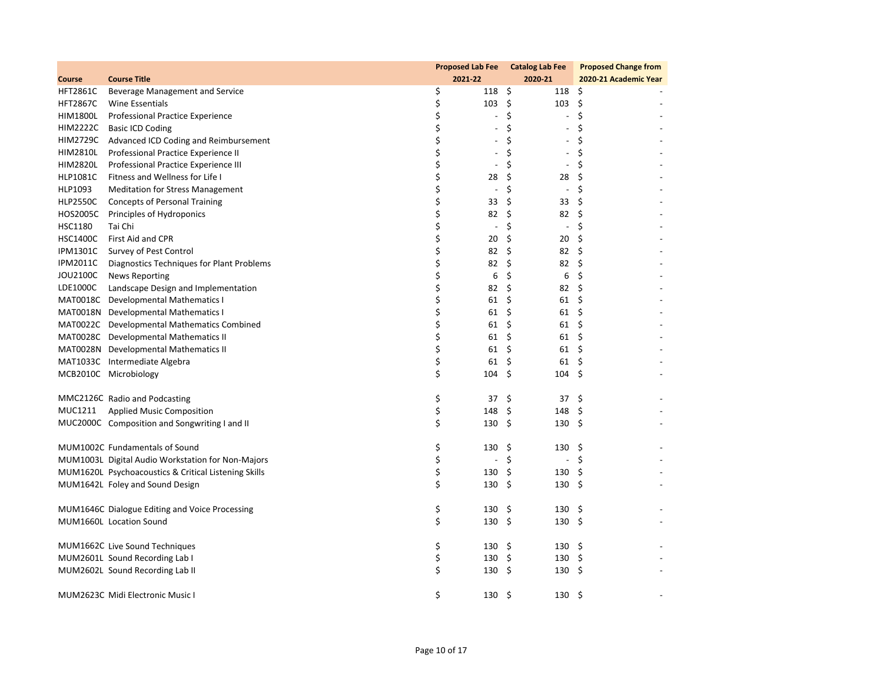| Course | Course Title | Proposed Lab Fee 2021-22 | Catalog Lab Fee 2020-21 | Proposed Change from 2020-21 Academic Year |
|---|---|---|---|---|
| HFT2861C | Beverage Management and Service | $ 118 | $ 118 | $ - |
| HFT2867C | Wine Essentials | $ 103 | $ 103 | $ - |
| HIM1800L | Professional Practice Experience | $ - | $ - | $ - |
| HIM2222C | Basic ICD Coding | $ - | $ - | $ - |
| HIM2729C | Advanced ICD Coding and Reimbursement | $ - | $ - | $ - |
| HIM2810L | Professional Practice Experience II | $ - | $ - | $ - |
| HIM2820L | Professional Practice Experience III | $ - | $ - | $ - |
| HLP1081C | Fitness and Wellness for Life I | $ 28 | $ 28 | $ - |
| HLP1093 | Meditation for Stress Management | $ - | $ - | $ - |
| HLP2550C | Concepts of Personal Training | $ 33 | $ 33 | $ - |
| HOS2005C | Principles of Hydroponics | $ 82 | $ 82 | $ - |
| HSC1180 | Tai Chi | $ - | $ - | $ - |
| HSC1400C | First Aid and CPR | $ 20 | $ 20 | $ - |
| IPM1301C | Survey of Pest Control | $ 82 | $ 82 | $ - |
| IPM2011C | Diagnostics Techniques for Plant Problems | $ 82 | $ 82 | $ - |
| JOU2100C | News Reporting | $ 6 | $ 6 | $ - |
| LDE1000C | Landscape Design and Implementation | $ 82 | $ 82 | $ - |
| MAT0018C | Developmental Mathematics I | $ 61 | $ 61 | $ - |
| MAT0018N | Developmental Mathematics I | $ 61 | $ 61 | $ - |
| MAT0022C | Developmental Mathematics Combined | $ 61 | $ 61 | $ - |
| MAT0028C | Developmental Mathematics II | $ 61 | $ 61 | $ - |
| MAT0028N | Developmental Mathematics II | $ 61 | $ 61 | $ - |
| MAT1033C | Intermediate Algebra | $ 61 | $ 61 | $ - |
| MCB2010C | Microbiology | $ 104 | $ 104 | $ - |
| MMC2126C | Radio and Podcasting | $ 37 | $ 37 | $ - |
| MUC1211 | Applied Music Composition | $ 148 | $ 148 | $ - |
| MUC2000C | Composition and Songwriting I and II | $ 130 | $ 130 | $ - |
| MUM1002C | Fundamentals of Sound | $ 130 | $ 130 | $ - |
| MUM1003L | Digital Audio Workstation for Non-Majors | $ - | $ - | $ - |
| MUM1620L | Psychoacoustics & Critical Listening Skills | $ 130 | $ 130 | $ - |
| MUM1642L | Foley and Sound Design | $ 130 | $ 130 | $ - |
| MUM1646C | Dialogue Editing and Voice Processing | $ 130 | $ 130 | $ - |
| MUM1660L | Location Sound | $ 130 | $ 130 | $ - |
| MUM1662C | Live Sound Techniques | $ 130 | $ 130 | $ - |
| MUM2601L | Sound Recording Lab I | $ 130 | $ 130 | $ - |
| MUM2602L | Sound Recording Lab II | $ 130 | $ 130 | $ - |
| MUM2623C | Midi Electronic Music I | $ 130 | $ 130 | $ - |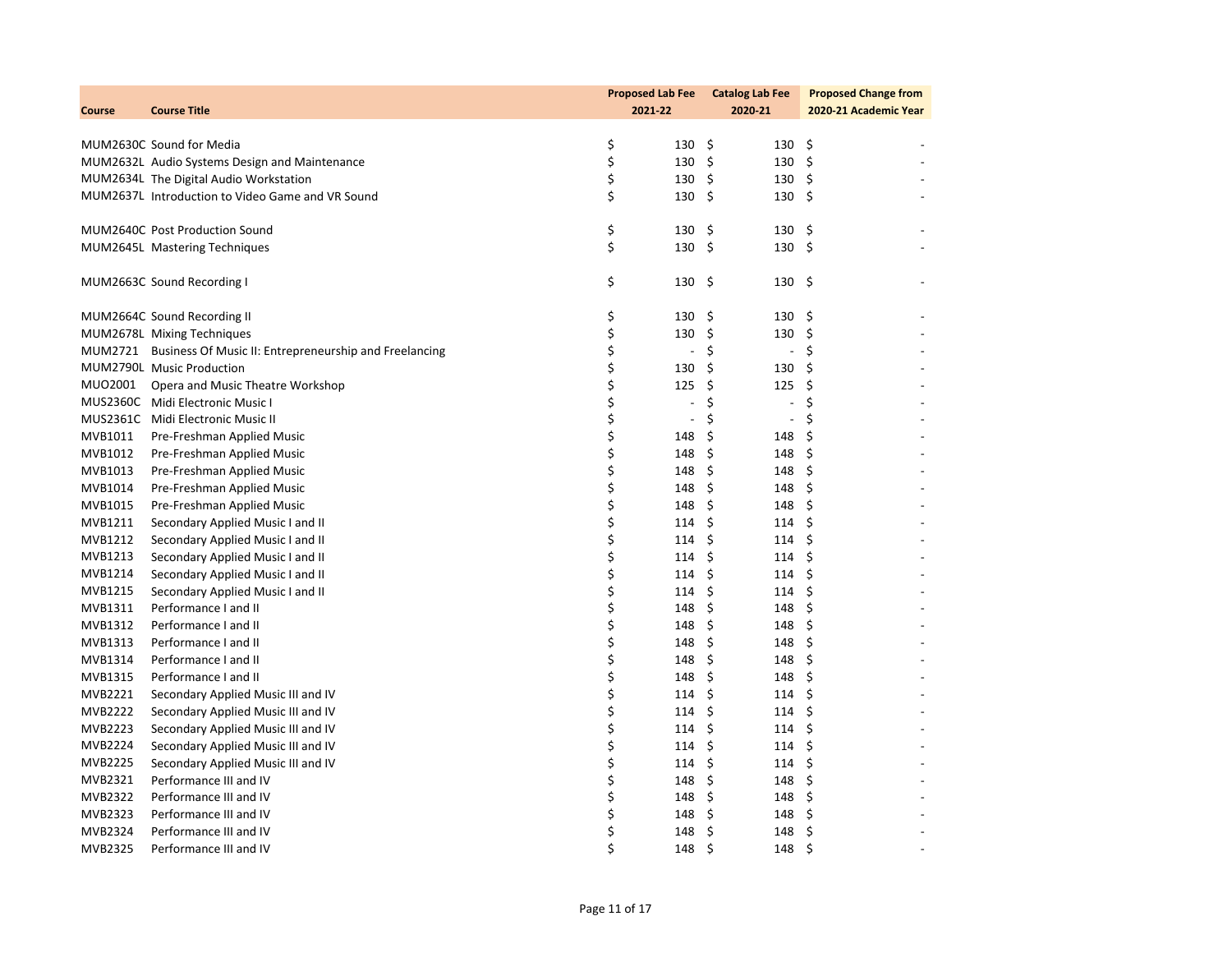| Course | Course Title | Proposed Lab Fee 2021-22 | Catalog Lab Fee 2020-21 | Proposed Change from 2020-21 Academic Year |
|---|---|---|---|---|
| MUM2630C | Sound for Media | $ 130 | $ 130 | $ - |
| MUM2632L | Audio Systems Design and Maintenance | $ 130 | $ 130 | $ - |
| MUM2634L | The Digital Audio Workstation | $ 130 | $ 130 | $ - |
| MUM2637L | Introduction to Video Game and VR Sound | $ 130 | $ 130 | $ - |
| MUM2640C | Post Production Sound | $ 130 | $ 130 | $ - |
| MUM2645L | Mastering Techniques | $ 130 | $ 130 | $ - |
| MUM2663C | Sound Recording I | $ 130 | $ 130 | $ - |
| MUM2664C | Sound Recording II | $ 130 | $ 130 | $ - |
| MUM2678L | Mixing Techniques | $ 130 | $ 130 | $ - |
| MUM2721 | Business Of Music II: Entrepreneurship and Freelancing | $ - | $ - | $ - |
| MUM2790L | Music Production | $ 130 | $ 130 | $ - |
| MUO2001 | Opera and Music Theatre Workshop | $ 125 | $ 125 | $ - |
| MUS2360C | Midi Electronic Music I | $ - | $ - | $ - |
| MUS2361C | Midi Electronic Music II | $ - | $ - | $ - |
| MVB1011 | Pre-Freshman Applied Music | $ 148 | $ 148 | $ - |
| MVB1012 | Pre-Freshman Applied Music | $ 148 | $ 148 | $ - |
| MVB1013 | Pre-Freshman Applied Music | $ 148 | $ 148 | $ - |
| MVB1014 | Pre-Freshman Applied Music | $ 148 | $ 148 | $ - |
| MVB1015 | Pre-Freshman Applied Music | $ 148 | $ 148 | $ - |
| MVB1211 | Secondary Applied Music I and II | $ 114 | $ 114 | $ - |
| MVB1212 | Secondary Applied Music I and II | $ 114 | $ 114 | $ - |
| MVB1213 | Secondary Applied Music I and II | $ 114 | $ 114 | $ - |
| MVB1214 | Secondary Applied Music I and II | $ 114 | $ 114 | $ - |
| MVB1215 | Secondary Applied Music I and II | $ 114 | $ 114 | $ - |
| MVB1311 | Performance I and II | $ 148 | $ 148 | $ - |
| MVB1312 | Performance I and II | $ 148 | $ 148 | $ - |
| MVB1313 | Performance I and II | $ 148 | $ 148 | $ - |
| MVB1314 | Performance I and II | $ 148 | $ 148 | $ - |
| MVB1315 | Performance I and II | $ 148 | $ 148 | $ - |
| MVB2221 | Secondary Applied Music III and IV | $ 114 | $ 114 | $ - |
| MVB2222 | Secondary Applied Music III and IV | $ 114 | $ 114 | $ - |
| MVB2223 | Secondary Applied Music III and IV | $ 114 | $ 114 | $ - |
| MVB2224 | Secondary Applied Music III and IV | $ 114 | $ 114 | $ - |
| MVB2225 | Secondary Applied Music III and IV | $ 114 | $ 114 | $ - |
| MVB2321 | Performance III and IV | $ 148 | $ 148 | $ - |
| MVB2322 | Performance III and IV | $ 148 | $ 148 | $ - |
| MVB2323 | Performance III and IV | $ 148 | $ 148 | $ - |
| MVB2324 | Performance III and IV | $ 148 | $ 148 | $ - |
| MVB2325 | Performance III and IV | $ 148 | $ 148 | $ - |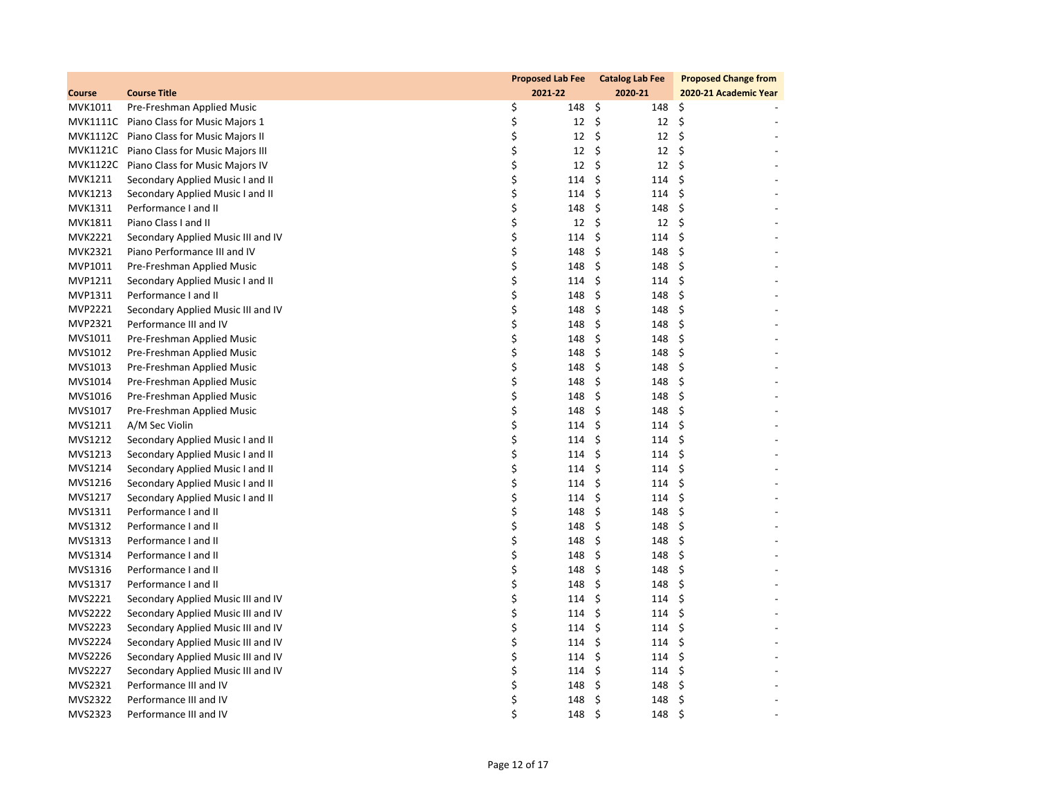| Course | Course Title | Proposed Lab Fee 2021-22 | Catalog Lab Fee 2020-21 | Proposed Change from 2020-21 Academic Year |
|---|---|---|---|---|
| MVK1011 | Pre-Freshman Applied Music | $ 148 | $ 148 | $ - |
| MVK1111C | Piano Class for Music Majors 1 | $ 12 | $ 12 | $ - |
| MVK1112C | Piano Class for Music Majors II | $ 12 | $ 12 | $ - |
| MVK1121C | Piano Class for Music Majors III | $ 12 | $ 12 | $ - |
| MVK1122C | Piano Class for Music Majors IV | $ 12 | $ 12 | $ - |
| MVK1211 | Secondary Applied Music I and II | $ 114 | $ 114 | $ - |
| MVK1213 | Secondary Applied Music I and II | $ 114 | $ 114 | $ - |
| MVK1311 | Performance I and II | $ 148 | $ 148 | $ - |
| MVK1811 | Piano Class I and II | $ 12 | $ 12 | $ - |
| MVK2221 | Secondary Applied Music III and IV | $ 114 | $ 114 | $ - |
| MVK2321 | Piano Performance III and IV | $ 148 | $ 148 | $ - |
| MVP1011 | Pre-Freshman Applied Music | $ 148 | $ 148 | $ - |
| MVP1211 | Secondary Applied Music I and II | $ 114 | $ 114 | $ - |
| MVP1311 | Performance I and II | $ 148 | $ 148 | $ - |
| MVP2221 | Secondary Applied Music III and IV | $ 148 | $ 148 | $ - |
| MVP2321 | Performance III and IV | $ 148 | $ 148 | $ - |
| MVS1011 | Pre-Freshman Applied Music | $ 148 | $ 148 | $ - |
| MVS1012 | Pre-Freshman Applied Music | $ 148 | $ 148 | $ - |
| MVS1013 | Pre-Freshman Applied Music | $ 148 | $ 148 | $ - |
| MVS1014 | Pre-Freshman Applied Music | $ 148 | $ 148 | $ - |
| MVS1016 | Pre-Freshman Applied Music | $ 148 | $ 148 | $ - |
| MVS1017 | Pre-Freshman Applied Music | $ 148 | $ 148 | $ - |
| MVS1211 | A/M Sec Violin | $ 114 | $ 114 | $ - |
| MVS1212 | Secondary Applied Music I and II | $ 114 | $ 114 | $ - |
| MVS1213 | Secondary Applied Music I and II | $ 114 | $ 114 | $ - |
| MVS1214 | Secondary Applied Music I and II | $ 114 | $ 114 | $ - |
| MVS1216 | Secondary Applied Music I and II | $ 114 | $ 114 | $ - |
| MVS1217 | Secondary Applied Music I and II | $ 114 | $ 114 | $ - |
| MVS1311 | Performance I and II | $ 148 | $ 148 | $ - |
| MVS1312 | Performance I and II | $ 148 | $ 148 | $ - |
| MVS1313 | Performance I and II | $ 148 | $ 148 | $ - |
| MVS1314 | Performance I and II | $ 148 | $ 148 | $ - |
| MVS1316 | Performance I and II | $ 148 | $ 148 | $ - |
| MVS1317 | Performance I and II | $ 148 | $ 148 | $ - |
| MVS2221 | Secondary Applied Music III and IV | $ 114 | $ 114 | $ - |
| MVS2222 | Secondary Applied Music III and IV | $ 114 | $ 114 | $ - |
| MVS2223 | Secondary Applied Music III and IV | $ 114 | $ 114 | $ - |
| MVS2224 | Secondary Applied Music III and IV | $ 114 | $ 114 | $ - |
| MVS2226 | Secondary Applied Music III and IV | $ 114 | $ 114 | $ - |
| MVS2227 | Secondary Applied Music III and IV | $ 114 | $ 114 | $ - |
| MVS2321 | Performance III and IV | $ 148 | $ 148 | $ - |
| MVS2322 | Performance III and IV | $ 148 | $ 148 | $ - |
| MVS2323 | Performance III and IV | $ 148 | $ 148 | $ - |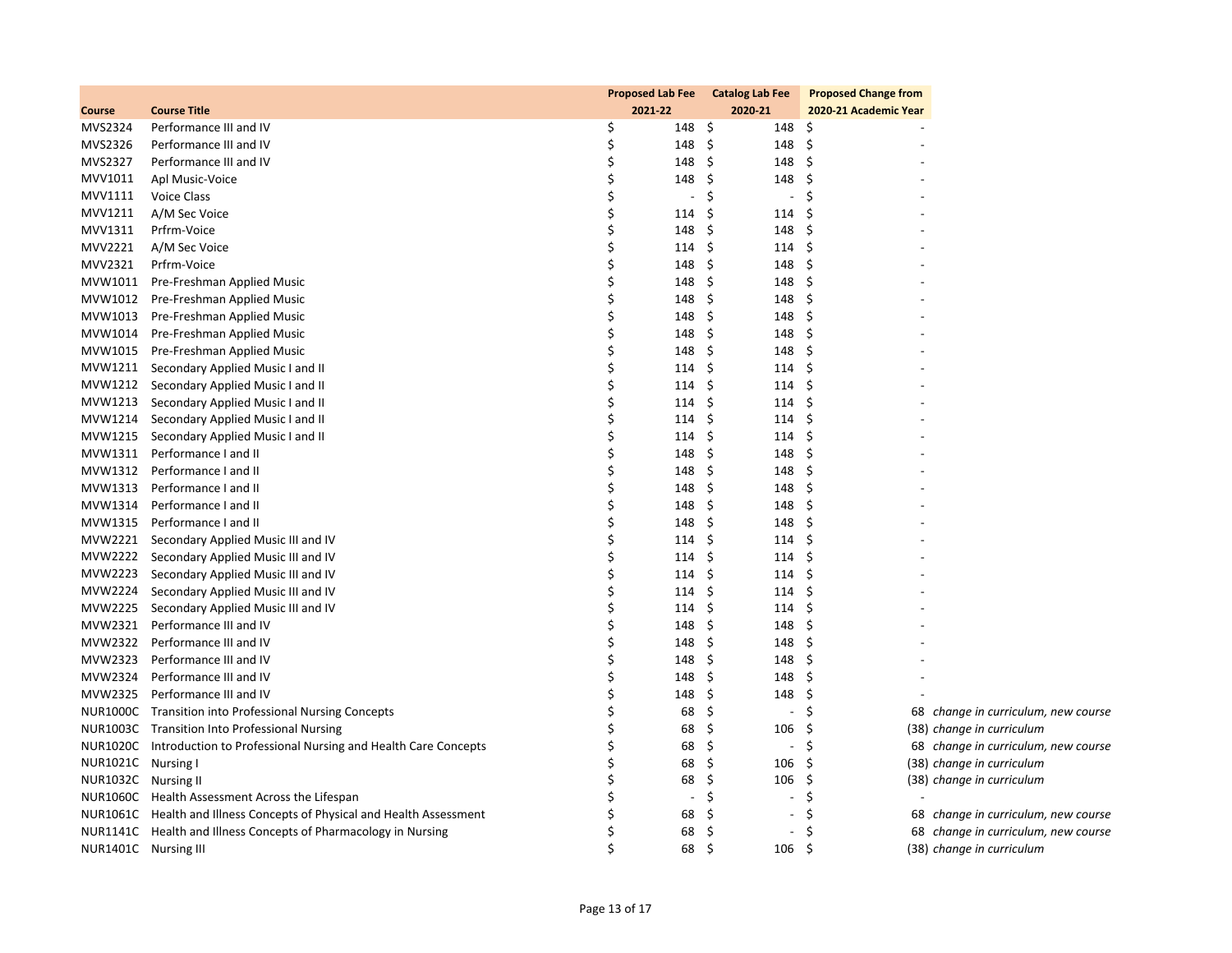| Course | Course Title | Proposed Lab Fee 2021-22 | Catalog Lab Fee 2020-21 | Proposed Change from 2020-21 Academic Year | |
|---|---|---|---|---|---|
| MVS2324 | Performance III and IV | $ 148 | $ 148 | $ - | |
| MVS2326 | Performance III and IV | $ 148 | $ 148 | $ - | |
| MVS2327 | Performance III and IV | $ 148 | $ 148 | $ - | |
| MVV1011 | Apl Music-Voice | $ 148 | $ 148 | $ - | |
| MVV1111 | Voice Class | $ - | $ - | $ - | |
| MVV1211 | A/M Sec Voice | $ 114 | $ 114 | $ - | |
| MVV1311 | Prfrm-Voice | $ 148 | $ 148 | $ - | |
| MVV2221 | A/M Sec Voice | $ 114 | $ 114 | $ - | |
| MVV2321 | Prfrm-Voice | $ 148 | $ 148 | $ - | |
| MVW1011 | Pre-Freshman Applied Music | $ 148 | $ 148 | $ - | |
| MVW1012 | Pre-Freshman Applied Music | $ 148 | $ 148 | $ - | |
| MVW1013 | Pre-Freshman Applied Music | $ 148 | $ 148 | $ - | |
| MVW1014 | Pre-Freshman Applied Music | $ 148 | $ 148 | $ - | |
| MVW1015 | Pre-Freshman Applied Music | $ 148 | $ 148 | $ - | |
| MVW1211 | Secondary Applied Music I and II | $ 114 | $ 114 | $ - | |
| MVW1212 | Secondary Applied Music I and II | $ 114 | $ 114 | $ - | |
| MVW1213 | Secondary Applied Music I and II | $ 114 | $ 114 | $ - | |
| MVW1214 | Secondary Applied Music I and II | $ 114 | $ 114 | $ - | |
| MVW1215 | Secondary Applied Music I and II | $ 114 | $ 114 | $ - | |
| MVW1311 | Performance I and II | $ 148 | $ 148 | $ - | |
| MVW1312 | Performance I and II | $ 148 | $ 148 | $ - | |
| MVW1313 | Performance I and II | $ 148 | $ 148 | $ - | |
| MVW1314 | Performance I and II | $ 148 | $ 148 | $ - | |
| MVW1315 | Performance I and II | $ 148 | $ 148 | $ - | |
| MVW2221 | Secondary Applied Music III and IV | $ 114 | $ 114 | $ - | |
| MVW2222 | Secondary Applied Music III and IV | $ 114 | $ 114 | $ - | |
| MVW2223 | Secondary Applied Music III and IV | $ 114 | $ 114 | $ - | |
| MVW2224 | Secondary Applied Music III and IV | $ 114 | $ 114 | $ - | |
| MVW2225 | Secondary Applied Music III and IV | $ 114 | $ 114 | $ - | |
| MVW2321 | Performance III and IV | $ 148 | $ 148 | $ - | |
| MVW2322 | Performance III and IV | $ 148 | $ 148 | $ - | |
| MVW2323 | Performance III and IV | $ 148 | $ 148 | $ - | |
| MVW2324 | Performance III and IV | $ 148 | $ 148 | $ - | |
| MVW2325 | Performance III and IV | $ 148 | $ 148 | $ - | |
| NUR1000C | Transition into Professional Nursing Concepts | $ 68 | $ - | $ 68 | *change in curriculum, new course* |
| NUR1003C | Transition Into Professional Nursing | $ 68 | $ 106 | $ (38) | *change in curriculum* |
| NUR1020C | Introduction to Professional Nursing and Health Care Concepts | $ 68 | $ - | $ 68 | *change in curriculum, new course* |
| NUR1021C | Nursing I | $ 68 | $ 106 | $ (38) | *change in curriculum* |
| NUR1032C | Nursing II | $ 68 | $ 106 | $ (38) | *change in curriculum* |
| NUR1060C | Health Assessment Across the Lifespan | $ - | $ - | $ - | |
| NUR1061C | Health and Illness Concepts of Physical and Health Assessment | $ 68 | $ - | $ 68 | *change in curriculum, new course* |
| NUR1141C | Health and Illness Concepts of Pharmacology in Nursing | $ 68 | $ - | $ 68 | *change in curriculum, new course* |
| NUR1401C | Nursing III | $ 68 | $ 106 | $ (38) | *change in curriculum* |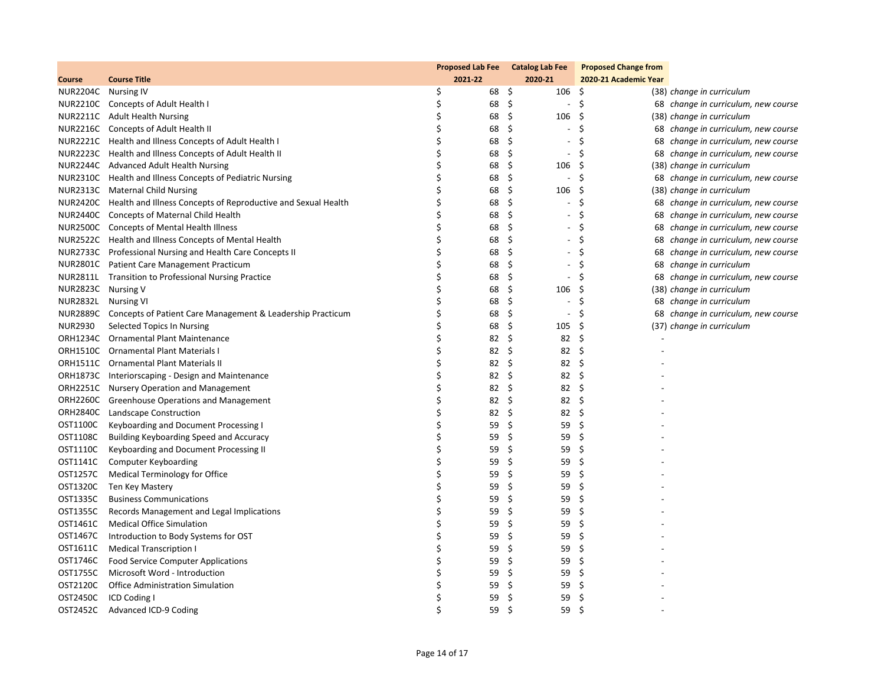| Course | Course Title | Proposed Lab Fee 2021-22 | Catalog Lab Fee 2020-21 | Proposed Change from 2020-21 Academic Year | |
|---|---|---|---|---|---|
| NUR2204C | Nursing IV | $ 68 | $ 106 | $ (38) | change in curriculum |
| NUR2210C | Concepts of Adult Health I | $ 68 | $ - | $ 68 | change in curriculum, new course |
| NUR2211C | Adult Health Nursing | $ 68 | $ 106 | $ (38) | change in curriculum |
| NUR2216C | Concepts of Adult Health II | $ 68 | $ - | $ 68 | change in curriculum, new course |
| NUR2221C | Health and Illness Concepts of Adult Health I | $ 68 | $ - | $ 68 | change in curriculum, new course |
| NUR2223C | Health and Illness Concepts of Adult Health II | $ 68 | $ - | $ 68 | change in curriculum, new course |
| NUR2244C | Advanced Adult Health Nursing | $ 68 | $ 106 | $ (38) | change in curriculum |
| NUR2310C | Health and Illness Concepts of Pediatric Nursing | $ 68 | $ - | $ 68 | change in curriculum, new course |
| NUR2313C | Maternal Child Nursing | $ 68 | $ 106 | $ (38) | change in curriculum |
| NUR2420C | Health and Illness Concepts of Reproductive and Sexual Health | $ 68 | $ - | $ 68 | change in curriculum, new course |
| NUR2440C | Concepts of Maternal Child Health | $ 68 | $ - | $ 68 | change in curriculum, new course |
| NUR2500C | Concepts of Mental Health Illness | $ 68 | $ - | $ 68 | change in curriculum, new course |
| NUR2522C | Health and Illness Concepts of Mental Health | $ 68 | $ - | $ 68 | change in curriculum, new course |
| NUR2733C | Professional Nursing and Health Care Concepts II | $ 68 | $ - | $ 68 | change in curriculum, new course |
| NUR2801C | Patient Care Management Practicum | $ 68 | $ - | $ 68 | change in curriculum |
| NUR2811L | Transition to Professional Nursing Practice | $ 68 | $ - | $ 68 | change in curriculum, new course |
| NUR2823C | Nursing V | $ 68 | $ 106 | $ (38) | change in curriculum |
| NUR2832L | Nursing VI | $ 68 | $ - | $ 68 | change in curriculum |
| NUR2889C | Concepts of Patient Care Management & Leadership Practicum | $ 68 | $ - | $ 68 | change in curriculum, new course |
| NUR2930 | Selected Topics In Nursing | $ 68 | $ 105 | $ (37) | change in curriculum |
| ORH1234C | Ornamental Plant Maintenance | $ 82 | $ 82 | $ - | |
| ORH1510C | Ornamental Plant Materials I | $ 82 | $ 82 | $ - | |
| ORH1511C | Ornamental Plant Materials II | $ 82 | $ 82 | $ - | |
| ORH1873C | Interiorscaping - Design and Maintenance | $ 82 | $ 82 | $ - | |
| ORH2251C | Nursery Operation and Management | $ 82 | $ 82 | $ - | |
| ORH2260C | Greenhouse Operations and Management | $ 82 | $ 82 | $ - | |
| ORH2840C | Landscape Construction | $ 82 | $ 82 | $ - | |
| OST1100C | Keyboarding and Document Processing I | $ 59 | $ 59 | $ - | |
| OST1108C | Building Keyboarding Speed and Accuracy | $ 59 | $ 59 | $ - | |
| OST1110C | Keyboarding and Document Processing II | $ 59 | $ 59 | $ - | |
| OST1141C | Computer Keyboarding | $ 59 | $ 59 | $ - | |
| OST1257C | Medical Terminology for Office | $ 59 | $ 59 | $ - | |
| OST1320C | Ten Key Mastery | $ 59 | $ 59 | $ - | |
| OST1335C | Business Communications | $ 59 | $ 59 | $ - | |
| OST1355C | Records Management and Legal Implications | $ 59 | $ 59 | $ - | |
| OST1461C | Medical Office Simulation | $ 59 | $ 59 | $ - | |
| OST1467C | Introduction to Body Systems for OST | $ 59 | $ 59 | $ - | |
| OST1611C | Medical Transcription I | $ 59 | $ 59 | $ - | |
| OST1746C | Food Service Computer Applications | $ 59 | $ 59 | $ - | |
| OST1755C | Microsoft Word - Introduction | $ 59 | $ 59 | $ - | |
| OST2120C | Office Administration Simulation | $ 59 | $ 59 | $ - | |
| OST2450C | ICD Coding I | $ 59 | $ 59 | $ - | |
| OST2452C | Advanced ICD-9 Coding | $ 59 | $ 59 | $ - | |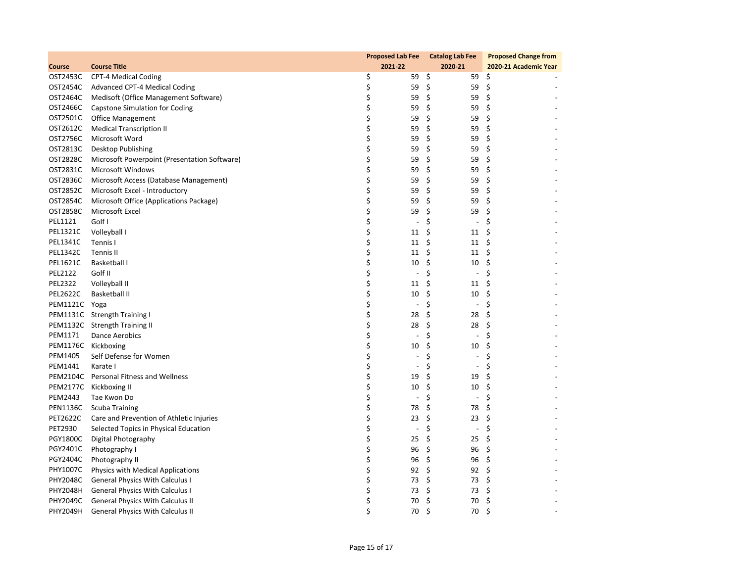| Course | Course Title | Proposed Lab Fee 2021-22 | Catalog Lab Fee 2020-21 | Proposed Change from 2020-21 Academic Year |
|---|---|---|---|---|
| OST2453C | CPT-4 Medical Coding | $ 59 | $ 59 | $ - |
| OST2454C | Advanced CPT-4 Medical Coding | $ 59 | $ 59 | $ - |
| OST2464C | Medisoft (Office Management Software) | $ 59 | $ 59 | $ - |
| OST2466C | Capstone Simulation for Coding | $ 59 | $ 59 | $ - |
| OST2501C | Office Management | $ 59 | $ 59 | $ - |
| OST2612C | Medical Transcription II | $ 59 | $ 59 | $ - |
| OST2756C | Microsoft Word | $ 59 | $ 59 | $ - |
| OST2813C | Desktop Publishing | $ 59 | $ 59 | $ - |
| OST2828C | Microsoft Powerpoint (Presentation Software) | $ 59 | $ 59 | $ - |
| OST2831C | Microsoft Windows | $ 59 | $ 59 | $ - |
| OST2836C | Microsoft Access (Database Management) | $ 59 | $ 59 | $ - |
| OST2852C | Microsoft Excel - Introductory | $ 59 | $ 59 | $ - |
| OST2854C | Microsoft Office (Applications Package) | $ 59 | $ 59 | $ - |
| OST2858C | Microsoft Excel | $ 59 | $ 59 | $ - |
| PEL1121 | Golf I | $ - | $ - | $ - |
| PEL1321C | Volleyball I | $ 11 | $ 11 | $ - |
| PEL1341C | Tennis I | $ 11 | $ 11 | $ - |
| PEL1342C | Tennis II | $ 11 | $ 11 | $ - |
| PEL1621C | Basketball I | $ 10 | $ 10 | $ - |
| PEL2122 | Golf II | $ - | $ - | $ - |
| PEL2322 | Volleyball II | $ 11 | $ 11 | $ - |
| PEL2622C | Basketball II | $ 10 | $ 10 | $ - |
| PEM1121C | Yoga | $ - | $ - | $ - |
| PEM1131C | Strength Training I | $ 28 | $ 28 | $ - |
| PEM1132C | Strength Training II | $ 28 | $ 28 | $ - |
| PEM1171 | Dance Aerobics | $ - | $ - | $ - |
| PEM1176C | Kickboxing | $ 10 | $ 10 | $ - |
| PEM1405 | Self Defense for Women | $ - | $ - | $ - |
| PEM1441 | Karate I | $ - | $ - | $ - |
| PEM2104C | Personal Fitness and Wellness | $ 19 | $ 19 | $ - |
| PEM2177C | Kickboxing II | $ 10 | $ 10 | $ - |
| PEM2443 | Tae Kwon Do | $ - | $ - | $ - |
| PEN1136C | Scuba Training | $ 78 | $ 78 | $ - |
| PET2622C | Care and Prevention of Athletic Injuries | $ 23 | $ 23 | $ - |
| PET2930 | Selected Topics in Physical Education | $ - | $ - | $ - |
| PGY1800C | Digital Photography | $ 25 | $ 25 | $ - |
| PGY2401C | Photography I | $ 96 | $ 96 | $ - |
| PGY2404C | Photography II | $ 96 | $ 96 | $ - |
| PHY1007C | Physics with Medical Applications | $ 92 | $ 92 | $ - |
| PHY2048C | General Physics With Calculus I | $ 73 | $ 73 | $ - |
| PHY2048H | General Physics With Calculus I | $ 73 | $ 73 | $ - |
| PHY2049C | General Physics With Calculus II | $ 70 | $ 70 | $ - |
| PHY2049H | General Physics With Calculus II | $ 70 | $ 70 | $ - |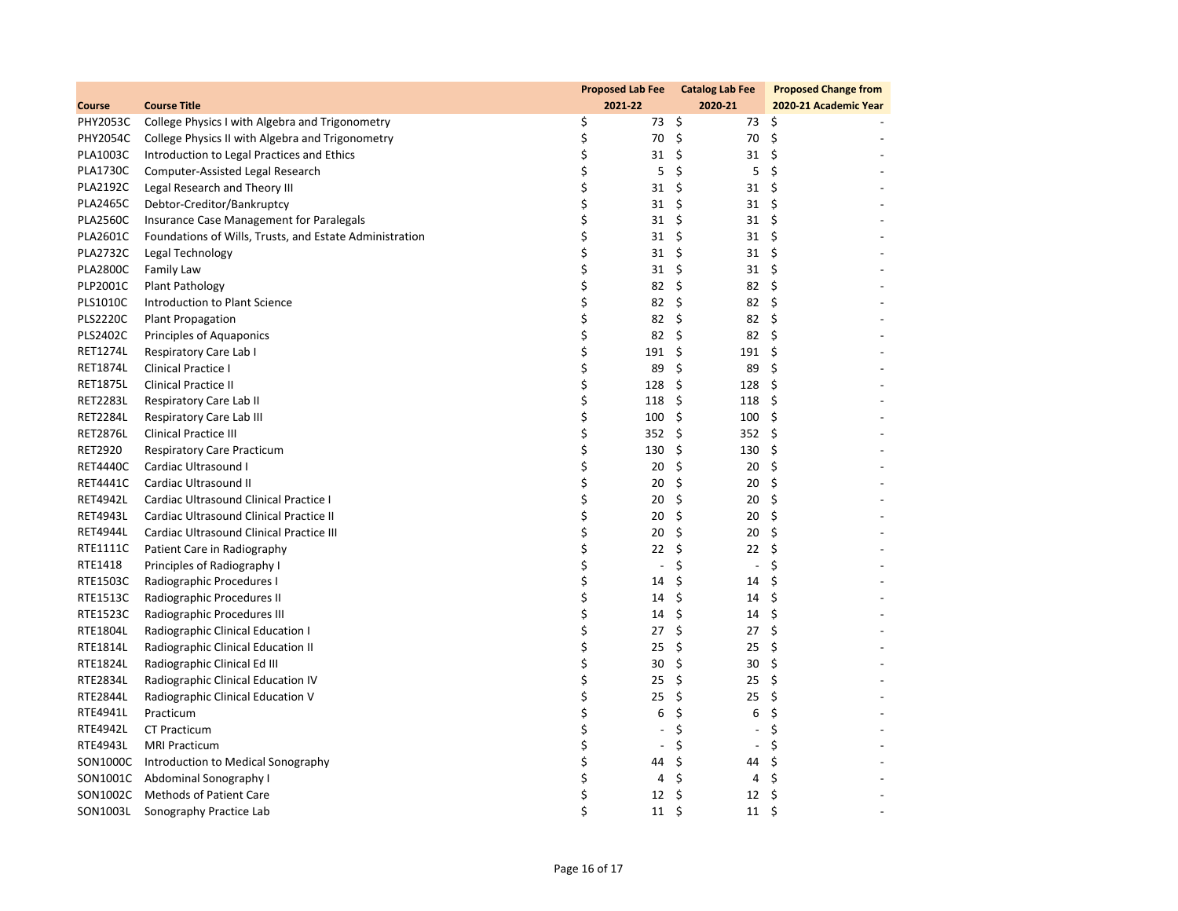| Course | Course Title | Proposed Lab Fee 2021-22 | Catalog Lab Fee 2020-21 | Proposed Change from 2020-21 Academic Year |
|---|---|---|---|---|
| PHY2053C | College Physics I with Algebra and Trigonometry | $ 73 | $ 73 | $ - |
| PHY2054C | College Physics II with Algebra and Trigonometry | $ 70 | $ 70 | $ - |
| PLA1003C | Introduction to Legal Practices and Ethics | $ 31 | $ 31 | $ - |
| PLA1730C | Computer-Assisted Legal Research | $ 5 | $ 5 | $ - |
| PLA2192C | Legal Research and Theory III | $ 31 | $ 31 | $ - |
| PLA2465C | Debtor-Creditor/Bankruptcy | $ 31 | $ 31 | $ - |
| PLA2560C | Insurance Case Management for Paralegals | $ 31 | $ 31 | $ - |
| PLA2601C | Foundations of Wills, Trusts, and Estate Administration | $ 31 | $ 31 | $ - |
| PLA2732C | Legal Technology | $ 31 | $ 31 | $ - |
| PLA2800C | Family Law | $ 31 | $ 31 | $ - |
| PLP2001C | Plant Pathology | $ 82 | $ 82 | $ - |
| PLS1010C | Introduction to Plant Science | $ 82 | $ 82 | $ - |
| PLS2220C | Plant Propagation | $ 82 | $ 82 | $ - |
| PLS2402C | Principles of Aquaponics | $ 82 | $ 82 | $ - |
| RET1274L | Respiratory Care Lab I | $ 191 | $ 191 | $ - |
| RET1874L | Clinical Practice I | $ 89 | $ 89 | $ - |
| RET1875L | Clinical Practice II | $ 128 | $ 128 | $ - |
| RET2283L | Respiratory Care Lab II | $ 118 | $ 118 | $ - |
| RET2284L | Respiratory Care Lab III | $ 100 | $ 100 | $ - |
| RET2876L | Clinical Practice III | $ 352 | $ 352 | $ - |
| RET2920 | Respiratory Care Practicum | $ 130 | $ 130 | $ - |
| RET4440C | Cardiac Ultrasound I | $ 20 | $ 20 | $ - |
| RET4441C | Cardiac Ultrasound II | $ 20 | $ 20 | $ - |
| RET4942L | Cardiac Ultrasound Clinical Practice I | $ 20 | $ 20 | $ - |
| RET4943L | Cardiac Ultrasound Clinical Practice II | $ 20 | $ 20 | $ - |
| RET4944L | Cardiac Ultrasound Clinical Practice III | $ 20 | $ 20 | $ - |
| RTE1111C | Patient Care in Radiography | $ 22 | $ 22 | $ - |
| RTE1418 | Principles of Radiography I | $ - | $ - | $ - |
| RTE1503C | Radiographic Procedures I | $ 14 | $ 14 | $ - |
| RTE1513C | Radiographic Procedures II | $ 14 | $ 14 | $ - |
| RTE1523C | Radiographic Procedures III | $ 14 | $ 14 | $ - |
| RTE1804L | Radiographic Clinical Education I | $ 27 | $ 27 | $ - |
| RTE1814L | Radiographic Clinical Education II | $ 25 | $ 25 | $ - |
| RTE1824L | Radiographic Clinical Ed III | $ 30 | $ 30 | $ - |
| RTE2834L | Radiographic Clinical Education IV | $ 25 | $ 25 | $ - |
| RTE2844L | Radiographic Clinical Education V | $ 25 | $ 25 | $ - |
| RTE4941L | Practicum | $ 6 | $ 6 | $ - |
| RTE4942L | CT Practicum | $ - | $ - | $ - |
| RTE4943L | MRI Practicum | $ - | $ - | $ - |
| SON1000C | Introduction to Medical Sonography | $ 44 | $ 44 | $ - |
| SON1001C | Abdominal Sonography I | $ 4 | $ 4 | $ - |
| SON1002C | Methods of Patient Care | $ 12 | $ 12 | $ - |
| SON1003L | Sonography Practice Lab | $ 11 | $ 11 | $ - |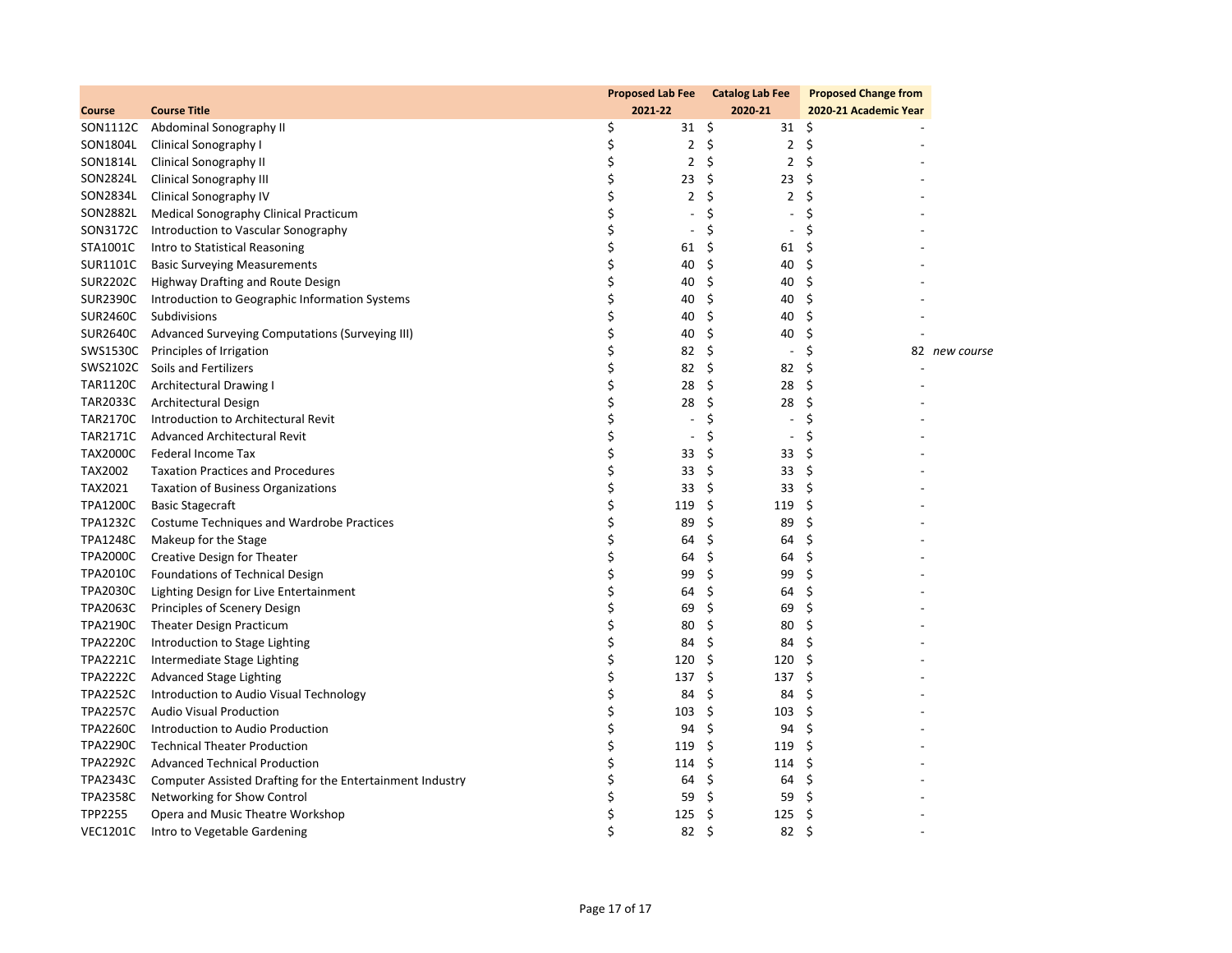| Course | Course Title | Proposed Lab Fee 2021-22 | Catalog Lab Fee 2020-21 | Proposed Change from 2020-21 Academic Year | |
|---|---|---|---|---|---|
| SON1112C | Abdominal Sonography II | $ 31 | $ 31 | $ - | |
| SON1804L | Clinical Sonography I | $ 2 | $ 2 | $ - | |
| SON1814L | Clinical Sonography II | $ 2 | $ 2 | $ - | |
| SON2824L | Clinical Sonography III | $ 23 | $ 23 | $ - | |
| SON2834L | Clinical Sonography IV | $ 2 | $ 2 | $ - | |
| SON2882L | Medical Sonography Clinical Practicum | $ - | $ - | $ - | |
| SON3172C | Introduction to Vascular Sonography | $ - | $ - | $ - | |
| STA1001C | Intro to Statistical Reasoning | $ 61 | $ 61 | $ - | |
| SUR1101C | Basic Surveying Measurements | $ 40 | $ 40 | $ - | |
| SUR2202C | Highway Drafting and Route Design | $ 40 | $ 40 | $ - | |
| SUR2390C | Introduction to Geographic Information Systems | $ 40 | $ 40 | $ - | |
| SUR2460C | Subdivisions | $ 40 | $ 40 | $ - | |
| SUR2640C | Advanced Surveying Computations (Surveying III) | $ 40 | $ 40 | $ - | |
| SWS1530C | Principles of Irrigation | $ 82 | $ - | $ 82 | *new course* |
| SWS2102C | Soils and Fertilizers | $ 82 | $ 82 | $ - | |
| TAR1120C | Architectural Drawing I | $ 28 | $ 28 | $ - | |
| TAR2033C | Architectural Design | $ 28 | $ 28 | $ - | |
| TAR2170C | Introduction to Architectural Revit | $ - | $ - | $ - | |
| TAR2171C | Advanced Architectural Revit | $ - | $ - | $ - | |
| TAX2000C | Federal Income Tax | $ 33 | $ 33 | $ - | |
| TAX2002 | Taxation Practices and Procedures | $ 33 | $ 33 | $ - | |
| TAX2021 | Taxation of Business Organizations | $ 33 | $ 33 | $ - | |
| TPA1200C | Basic Stagecraft | $ 119 | $ 119 | $ - | |
| TPA1232C | Costume Techniques and Wardrobe Practices | $ 89 | $ 89 | $ - | |
| TPA1248C | Makeup for the Stage | $ 64 | $ 64 | $ - | |
| TPA2000C | Creative Design for Theater | $ 64 | $ 64 | $ - | |
| TPA2010C | Foundations of Technical Design | $ 99 | $ 99 | $ - | |
| TPA2030C | Lighting Design for Live Entertainment | $ 64 | $ 64 | $ - | |
| TPA2063C | Principles of Scenery Design | $ 69 | $ 69 | $ - | |
| TPA2190C | Theater Design Practicum | $ 80 | $ 80 | $ - | |
| TPA2220C | Introduction to Stage Lighting | $ 84 | $ 84 | $ - | |
| TPA2221C | Intermediate Stage Lighting | $ 120 | $ 120 | $ - | |
| TPA2222C | Advanced Stage Lighting | $ 137 | $ 137 | $ - | |
| TPA2252C | Introduction to Audio Visual Technology | $ 84 | $ 84 | $ - | |
| TPA2257C | Audio Visual Production | $ 103 | $ 103 | $ - | |
| TPA2260C | Introduction to Audio Production | $ 94 | $ 94 | $ - | |
| TPA2290C | Technical Theater Production | $ 119 | $ 119 | $ - | |
| TPA2292C | Advanced Technical Production | $ 114 | $ 114 | $ - | |
| TPA2343C | Computer Assisted Drafting for the Entertainment Industry | $ 64 | $ 64 | $ - | |
| TPA2358C | Networking for Show Control | $ 59 | $ 59 | $ - | |
| TPP2255 | Opera and Music Theatre Workshop | $ 125 | $ 125 | $ - | |
| VEC1201C | Intro to Vegetable Gardening | $ 82 | $ 82 | $ - | |